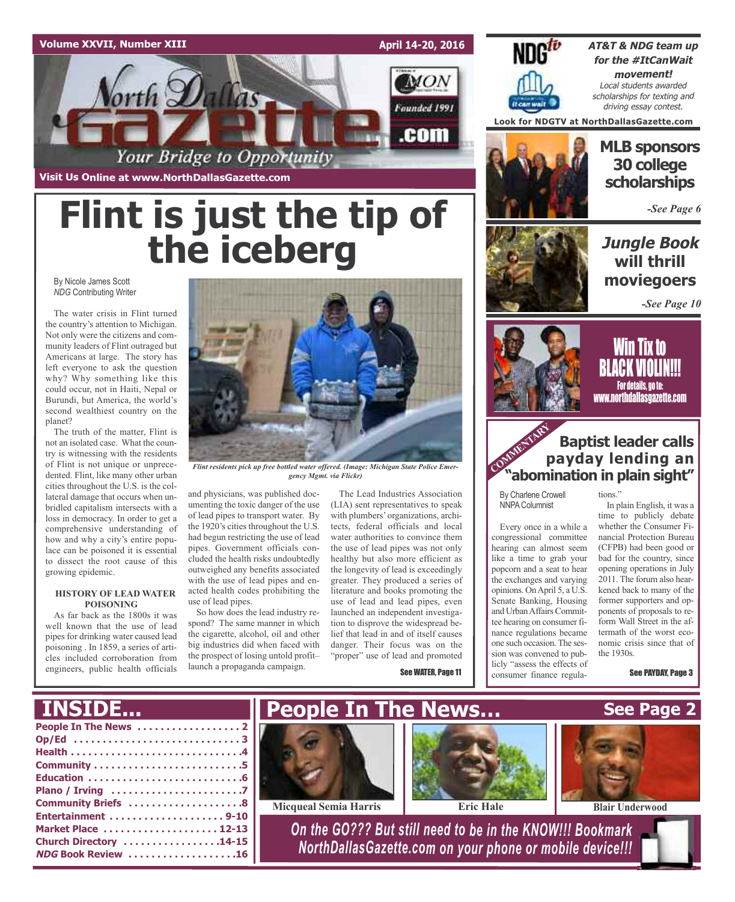Volume XXVII, Number XIII

April 14-20, 2016

# North Dallas Gazette

Your Bridge to Opportunity

Founded 1991

Visit Us Online at www.NorthDallasGazette.com

# Flint is just the tip of the iceberg

By Nicole James Scott
*NDG* Contributing Writer

The water crisis in Flint turned the country's attention to Michigan. Not only were the citizens and community leaders of Flint outraged but Americans at large. The story has left everyone to ask the question why? Why something like this could occur, not in Haiti, Nepal or Burundi, but America, the world's second wealthiest country on the planet?

The truth of the matter, Flint is not an isolated case. What the country is witnessing with the residents of Flint is not unique or unprecedented. Flint, like many other urban cities throughout the U.S. is the collateral damage that occurs when unbridled capitalism intersects with a loss in democracy. In order to get a comprehensive understanding of how and why a city's entire populace can be poisoned it is essential to dissect the root cause of this growing epidemic.

**HISTORY OF LEAD WATER POISONING**

As far back as the 1800s it was well known that the use of lead pipes for drinking water caused lead poisoning . In 1859, a series of articles included corroboration from engineers, public health officials and physicians, was published documenting the toxic danger of the use of lead pipes to transport water. By the 1920's cities throughout the U.S. had begun restricting the use of lead pipes. Government officials concluded the health risks undoubtedly outweighed any benefits associated with the use of lead pipes and enacted health codes prohibiting the use of lead pipes.

So how does the lead industry respond? The same manner in which the cigarette, alcohol, oil and other big industries did when faced with the prospect of losing untold profit– launch a propaganda campaign.

The Lead Industries Association (LIA) sent representatives to speak with plumbers' organizations, architects, federal officials and local water authorities to convince them the use of lead pipes was not only healthy but also more efficient as the longevity of lead is exceedingly greater. They produced a series of literature and books promoting the use of lead and lead pipes, even launched an independent investigation to disprove the widespread belief that lead in and of itself causes danger. Their focus was on the "proper" use of lead and promoted

See WATER, Page 11

*Flint residents pick up free bottled water offered. (Image: Michigan State Police Emergency Mgmt. via Flickr)*

---

## AT&T & NDG team up for the #ItCanWait movement!

*Local students awarded scholarships for texting and driving essay contest.*

Look for NDGTV at NorthDallasGazette.com

## MLB sponsors 30 college scholarships

*-See Page 6*

## *Jungle Book* will thrill moviegoers

*-See Page 10*

## Win Tix to BLACK VIOLIN!!!

For details, go to: www.northdallasgazette.com

---

COMMENTARY

## Baptist leader calls payday lending an "abomination in plain sight"

By Charlene Crowell
NNPA Columnist

Every once in a while a congressional committee hearing can almost seem like a time to grab your popcorn and a seat to hear the exchanges and varying opinions. On April 5, a U.S. Senate Banking, Housing and Urban Affairs Committee hearing on consumer finance regulations became one such occasion. The session was convened to publicly "assess the effects of consumer finance regulations."

In plain English, it was a time to publicly debate whether the Consumer Financial Protection Bureau (CFPB) had been good or bad for the country, since opening operations in July 2011. The forum also hearkened back to many of the former supporters and opponents of proposals to reform Wall Street in the aftermath of the worst economic crisis since that of the 1930s.

See PAYDAY, Page 3

---

## INSIDE...

- People In The News . . . . . . . . . . . . . . . . . 2
- Op/Ed . . . . . . . . . . . . . . . . . . . . . . . . . . . . 3
- Health . . . . . . . . . . . . . . . . . . . . . . . . . . . . 4
- Community . . . . . . . . . . . . . . . . . . . . . . . . 5
- Education . . . . . . . . . . . . . . . . . . . . . . . . . 6
- Plano / Irving . . . . . . . . . . . . . . . . . . . . . . 7
- Community Briefs . . . . . . . . . . . . . . . . . . 8
- Entertainment . . . . . . . . . . . . . . . . . . . 9-10
- Market Place . . . . . . . . . . . . . . . . . . . 12-13
- Church Directory . . . . . . . . . . . . . . . . 14-15
- *NDG* Book Review . . . . . . . . . . . . . . . . . 16

## People In The News...

See Page 2

Micqueal Semia Harris

Eric Hale

Blair Underwood

*On the GO??? But still need to be in the KNOW!!! Bookmark NorthDallasGazette.com on your phone or mobile device!!!*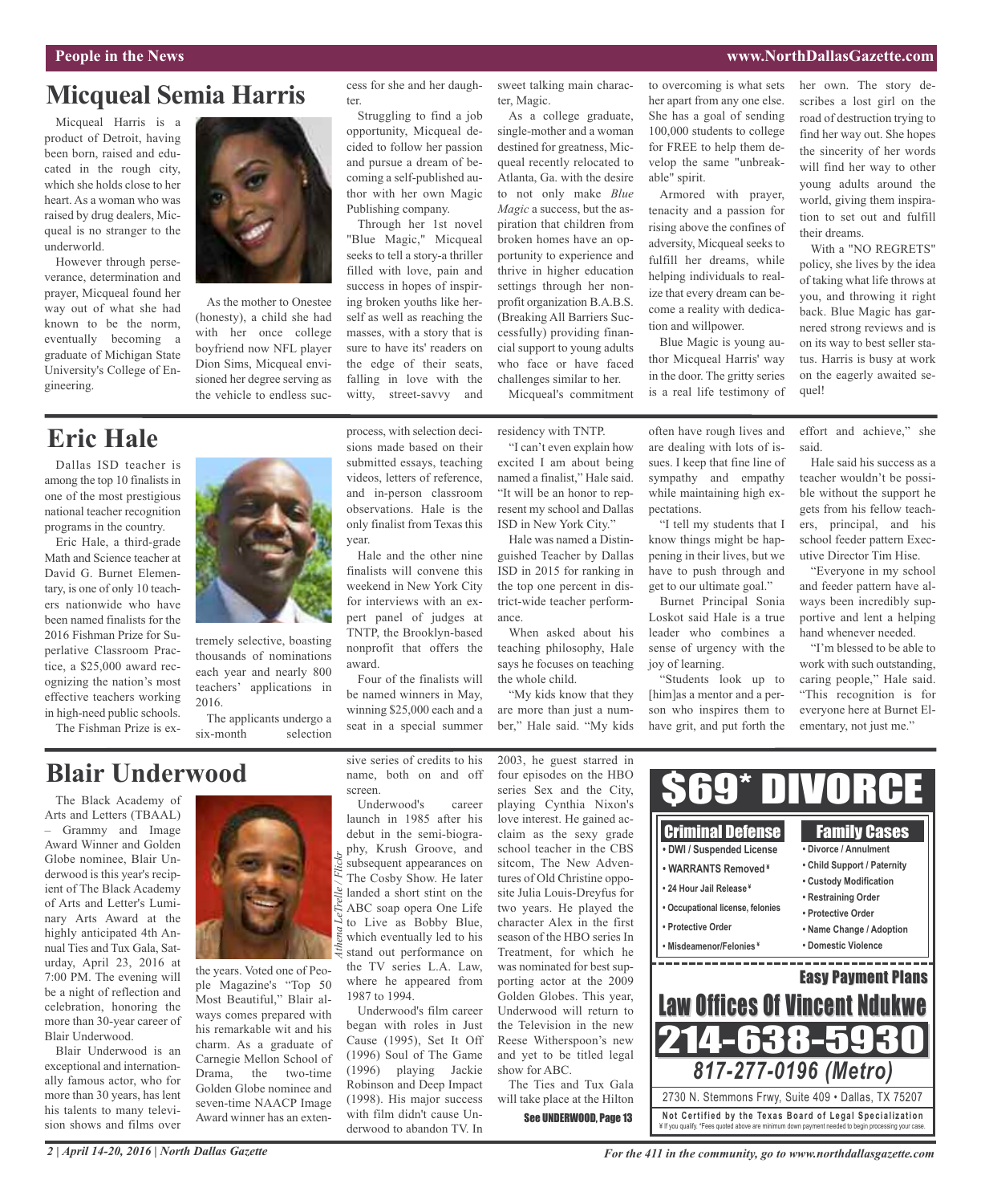## Micqueal Semia Harris

Micqueal Harris is a product of Detroit, having been born, raised and educated in the rough city, which she holds close to her heart. As a woman who was raised by drug dealers, Micqueal is no stranger to the underworld.

However through perseverance, determination and prayer, Micqueal found her way out of what she had known to be the norm, eventually becoming a graduate of Michigan State University's College of Engineering.

As the mother to Onestee (honesty), a child she had with her once college boyfriend now NFL player Dion Sims, Micqueal envisioned her degree serving as the vehicle to endless success for she and her daughter.

Struggling to find a job opportunity, Micqueal decided to follow her passion and pursue a dream of becoming a self-published author with her own Magic Publishing company.

Through her 1st novel "Blue Magic," Micqueal seeks to tell a story-a thriller filled with love, pain and success in hopes of inspiring broken youths like herself as well as reaching the masses, with a story that is sure to have its' readers on the edge of their seats, falling in love with the witty, street-savvy and sweet talking main character, Magic.

As a college graduate, single-mother and a woman destined for greatness, Micqueal recently relocated to Atlanta, Ga. with the desire to not only make *Blue Magic* a success, but the aspiration that children from broken homes have an opportunity to experience and thrive in higher education settings through her nonprofit organization B.A.B.S. (Breaking All Barriers Successfully) providing financial support to young adults who face or have faced challenges similar to her.

Micqueal's commitment to overcoming is what sets her apart from any one else. She has a goal of sending 100,000 students to college for FREE to help them develop the same "unbreakable" spirit.

Armored with prayer, tenacity and a passion for rising above the confines of adversity, Micqueal seeks to fulfill her dreams, while helping individuals to realize that every dream can become a reality with dedication and willpower.

Blue Magic is young author Micqueal Harris' way in the door. The gritty series is a real life testimony of her own. The story describes a lost girl on the road of destruction trying to find her way out. She hopes the sincerity of her words will find her way to other young adults around the world, giving them inspiration to set out and fulfill their dreams.

With a "NO REGRETS" policy, she lives by the idea of taking what life throws at you, and throwing it right back. Blue Magic has garnered strong reviews and is on its way to best seller status. Harris is busy at work on the eagerly awaited sequel!

## Eric Hale

Dallas ISD teacher is among the top 10 finalists in one of the most prestigious national teacher recognition programs in the country.

Eric Hale, a third-grade Math and Science teacher at David G. Burnet Elementary, is one of only 10 teachers nationwide who have been named finalists for the 2016 Fishman Prize for Superlative Classroom Practice, a $25,000 award recognizing the nation's most effective teachers working in high-need public schools.

The Fishman Prize is extremely selective, boasting thousands of nominations each year and nearly 800 teachers' applications in 2016.

The applicants undergo a six-month selection process, with selection decisions made based on their submitted essays, teaching videos, letters of reference, and in-person classroom observations. Hale is the only finalist from Texas this year.

Hale and the other nine finalists will convene this weekend in New York City for interviews with an expert panel of judges at TNTP, the Brooklyn-based nonprofit that offers the award.

Four of the finalists will be named winners in May, winning $25,000 each and a seat in a special summer residency with TNTP.

"I can't even explain how excited I am about being named a finalist," Hale said. "It will be an honor to represent my school and Dallas ISD in New York City."

Hale was named a Distinguished Teacher by Dallas ISD in 2015 for ranking in the top one percent in district-wide teacher performance.

When asked about his teaching philosophy, Hale says he focuses on teaching the whole child.

"My kids know that they are more than just a number," Hale said. "My kids often have rough lives and are dealing with lots of issues. I keep that fine line of sympathy and empathy while maintaining high expectations.

"I tell my students that I know things might be happening in their lives, but we have to push through and get to our ultimate goal."

Burnet Principal Sonia Loskot said Hale is a true leader who combines a sense of urgency with the joy of learning.

"Students look up to [him]as a mentor and a person who inspires them to have grit, and put forth the effort and achieve," she said.

Hale said his success as a teacher wouldn't be possible without the support he gets from his fellow teachers, principal, and his school feeder pattern Executive Director Tim Hise.

"Everyone in my school and feeder pattern have always been incredibly supportive and lent a helping hand whenever needed.

"I'm blessed to be able to work with such outstanding, caring people," Hale said. "This recognition is for everyone here at Burnet Elementary, not just me."

## Blair Underwood

The Black Academy of Arts and Letters (TBAAL) – Grammy and Image Award Winner and Golden Globe nominee, Blair Underwood is this year's recipient of The Black Academy of Arts and Letter's Luminary Arts Award at the highly anticipated 4th Annual Ties and Tux Gala, Saturday, April 23, 2016 at 7:00 PM. The evening will be a night of reflection and celebration, honoring the more than 30-year career of Blair Underwood.

Blair Underwood is an exceptional and internationally famous actor, who for more than 30 years, has lent his talents to many television shows and films over the years. Voted one of People Magazine's "Top 50 Most Beautiful," Blair always comes prepared with his remarkable wit and his charm. As a graduate of Carnegie Mellon School of Drama, the two-time Golden Globe nominee and seven-time NAACP Image Award winner has an extensive series of credits to his name, both on and off screen.

Athena LeTrelle / Flickr

Underwood's career launch in 1985 after his debut in the semi-biography, Krush Groove, and subsequent appearances on The Cosby Show. He later landed a short stint on the ABC soap opera One Life to Live as Bobby Blue, which eventually led to his stand out performance on the TV series L.A. Law, where he appeared from 1987 to 1994.

Underwood's film career began with roles in Just Cause (1995), Set It Off (1996) Soul of The Game (1996) playing Jackie Robinson and Deep Impact (1998). His major success with film didn't cause Underwood to abandon TV. In 2003, he guest starred in four episodes on the HBO series Sex and the City, playing Cynthia Nixon's love interest. He gained acclaim as the sexy grade school teacher in the CBS sitcom, The New Adventures of Old Christine opposite Julia Louis-Dreyfus for two years. He played the character Alex in the first season of the HBO series In Treatment, for which he was nominated for best supporting actor at the 2009 Golden Globes. This year, Underwood will return to the Television in the new Reese Witherspoon's new and yet to be titled legal show for ABC.

The Ties and Tux Gala will take place at the Hilton

See UNDERWOOD, Page 13

---

**$69* DIVORCE**

**Criminal Defense**
- DWI / Suspended License
- WARRANTS Removed ¥
- 24 Hour Jail Release ¥
- Occupational license, felonies
- Protective Order
- Misdeameanor/Felonies ¥

**Family Cases**
- Divorce / Annulment
- Child Support / Paternity
- Custody Modification
- Restraining Order
- Protective Order
- Name Change / Adoption
- Domestic Violence

**Easy Payment Plans**

**Law Offices Of Vincent Ndukwe**

**214-638-5930**

**817-277-0196 (Metro)**

2730 N. Stemmons Frwy, Suite 409 • Dallas, TX 75207

Not Certified by the Texas Board of Legal Specialization
¥ If you qualify. *Fees quoted above are minimum down payment needed to begin processing your case.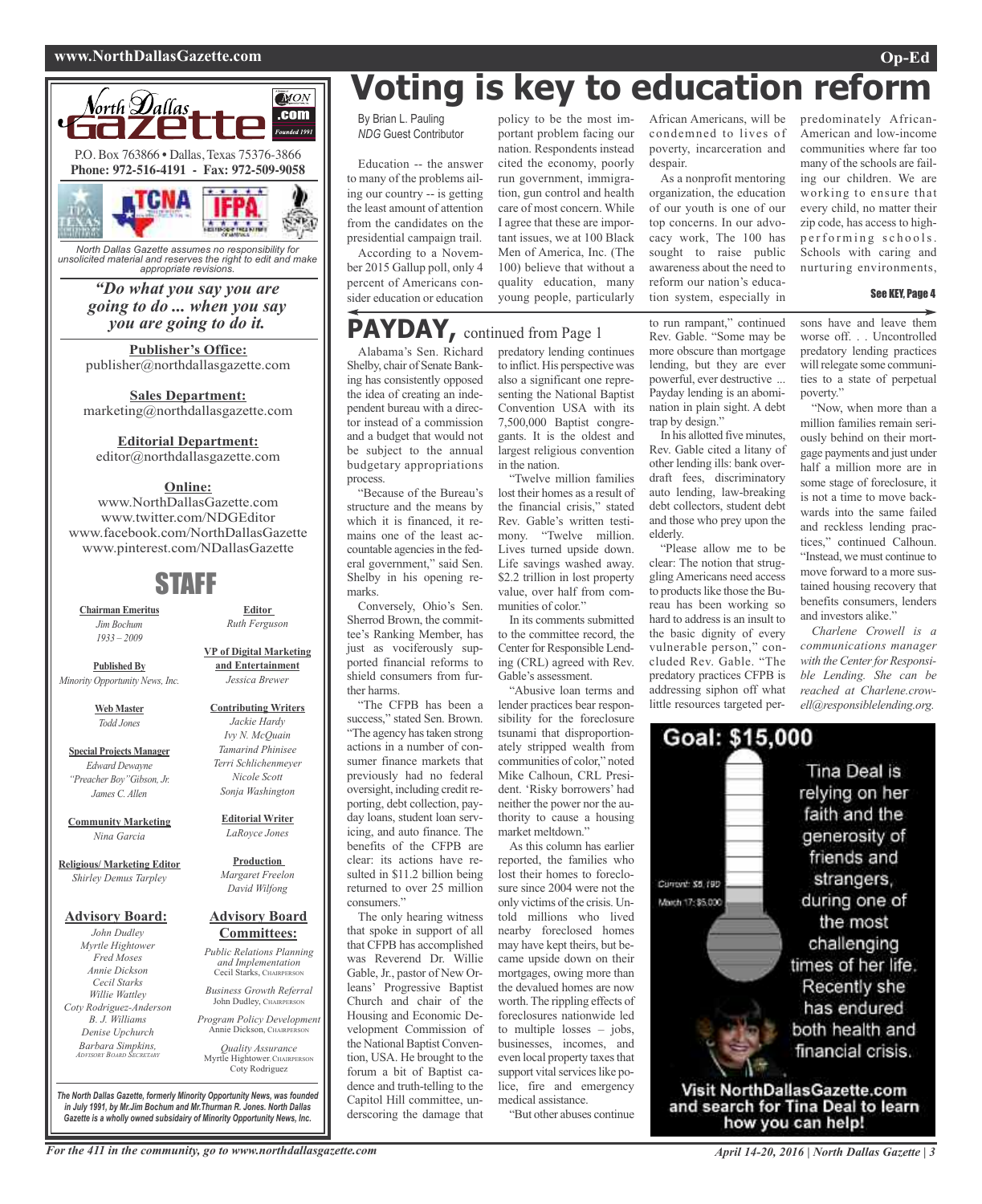# Voting is key to education reform

By Brian L. Pauling
*NDG* Guest Contributor

Education -- the answer to many of the problems ailing our country -- is getting the least amount of attention from the candidates on the presidential campaign trail.

According to a November 2015 Gallup poll, only 4 percent of Americans consider education or education policy to be the most important problem facing our nation. Respondents instead cited the economy, poorly run government, immigration, gun control and health care of most concern. While I agree that these are important issues, we at 100 Black Men of America, Inc. (The 100) believe that without a quality education, many young people, particularly African Americans, will be condemned to lives of poverty, incarceration and despair.

As a nonprofit mentoring organization, the education of our youth is one of our top concerns. In our advocacy work, The 100 has sought to raise public awareness about the need to reform our nation's education system, especially in predominately African-American and low-income communities where far too many of the schools are failing our children. We are working to ensure that every child, no matter their zip code, has access to high-performing schools. Schools with caring and nurturing environments,

See KEY, Page 4

## PAYDAY, continued from Page 1

Alabama's Sen. Richard Shelby, chair of Senate Banking has consistently opposed the idea of creating an independent bureau with a director instead of a commission and a budget that would not be subject to the annual budgetary appropriations process.

"Because of the Bureau's structure and the means by which it is financed, it remains one of the least accountable agencies in the federal government," said Sen. Shelby in his opening remarks.

Conversely, Ohio's Sen. Sherrod Brown, the committee's Ranking Member, has just as vociferously supported financial reforms to shield consumers from further harms.

"The CFPB has been a success," stated Sen. Brown. "The agency has taken strong actions in a number of consumer finance markets that previously had no federal oversight, including credit reporting, debt collection, payday loans, student loan servicing, and auto finance. The benefits of the CFPB are clear: its actions have resulted in $11.2 billion being returned to over 25 million consumers."

The only hearing witness that spoke in support of all that CFPB has accomplished was Reverend Dr. Willie Gable, Jr., pastor of New Orleans' Progressive Baptist Church and chair of the Housing and Economic Development Commission of the National Baptist Convention, USA. He brought to the forum a bit of Baptist cadence and truth-telling to the Capitol Hill committee, underscoring the damage that predatory lending continues to inflict. His perspective was also a significant one representing the National Baptist Convention USA with its 7,500,000 Baptist congregants. It is the oldest and largest religious convention in the nation.

"Twelve million families lost their homes as a result of the financial crisis," stated Rev. Gable's written testimony. "Twelve million. Lives turned upside down. Life savings washed away. $2.2 trillion in lost property value, over half from communities of color."

In its comments submitted to the committee record, the Center for Responsible Lending (CRL) agreed with Rev. Gable's assessment.

"Abusive loan terms and lender practices bear responsibility for the foreclosure tsunami that disproportionately stripped wealth from communities of color," noted Mike Calhoun, CRL President. 'Risky borrowers' had neither the power nor the authority to cause a housing market meltdown."

As this column has earlier reported, the families who lost their homes to foreclosure since 2004 were not the only victims of the crisis. Untold millions who lived nearby foreclosed homes may have kept theirs, but became upside down on their mortgages, owing more than the devalued homes are now worth. The rippling effects of foreclosures nationwide led to multiple losses – jobs, businesses, incomes, and even local property taxes that support vital services like police, fire and emergency medical assistance.

"But other abuses continue to run rampant," continued Rev. Gable. "Some may be more obscure than mortgage lending, but they are ever powerful, ever destructive ... Payday lending is an abomination in plain sight. A debt trap by design."

In his allotted five minutes, Rev. Gable cited a litany of other lending ills: bank overdraft fees, discriminatory auto lending, law-breaking debt collectors, student debt and those who prey upon the elderly.

"Please allow me to be clear: The notion that struggling Americans need access to products like those the Bureau has been working so hard to address is an insult to the basic dignity of every vulnerable person," concluded Rev. Gable. "The predatory practices CFPB is addressing siphon off what little resources targeted persons have and leave them worse off. . . Uncontrolled predatory lending practices will relegate some communities to a state of perpetual poverty."

"Now, when more than a million families remain seriously behind on their mortgage payments and just under half a million more are in some stage of foreclosure, it is not a time to move backwards into the same failed and reckless lending practices," continued Calhoun. "Instead, we must continue to move forward to a more sustained housing recovery that benefits consumers, lenders and investors alike."

*Charlene Crowell is a communications manager with the Center for Responsible Lending. She can be reached at Charlene.crowell@responsiblelending.org.*

---

**Goal: $15,000**

Current: $8,190
March 17: $5,000

Tina Deal is relying on her faith and the generosity of friends and strangers, during one of the most challenging times of her life. Recently she has endured both health and financial crisis.

**Visit NorthDallasGazette.com and search for Tina Deal to learn how you can help!**

---

**North Dallas Gazette**

P.O. Box 763866 • Dallas, Texas 75376-3866
**Phone: 972-516-4191 - Fax: 972-509-9058**

*North Dallas Gazette assumes no responsibility for unsolicited material and reserves the right to edit and make appropriate revisions.*

***"Do what you say you are going to do ... when you say you are going to do it.***

**Publisher's Office:**
publisher@northdallasgazette.com

**Sales Department:**
marketing@northdallasgazette.com

**Editorial Department:**
editor@northdallasgazette.com

**Online:**
www.NorthDallasGazette.com
www.twitter.com/NDGEditor
www.facebook.com/NorthDallasGazette
www.pinterest.com/NDallasGazette

## STAFF

**Chairman Emeritus**
*Jim Bochum 1933 – 2009*

**Published By**
*Minority Opportunity News, Inc.*

**Web Master**
*Todd Jones*

**Special Projects Manager**
*Edward Dewayne "Preacher Boy" Gibson, Jr. James C. Allen*

**Community Marketing**
*Nina Garcia*

**Religious/ Marketing Editor**
*Shirley Demus Tarpley*

**Editor**
*Ruth Ferguson*

**VP of Digital Marketing and Entertainment**
*Jessica Brewer*

**Contributing Writers**
*Jackie Hardy, Ivy N. McQuain, Tamarind Phinisee, Terri Schlichenmeyer, Nicole Scott, Sonja Washington*

**Editorial Writer**
*LaRoyce Jones*

**Production**
*Margaret Freelon, David Wilfong*

**Advisory Board:**
*John Dudley, Myrtle Hightower, Fred Moses, Annie Dickson, Cecil Starks, Willie Wattley, Coty Rodriguez-Anderson, B. J. Williams, Denise Upchurch, Barbara Simpkins, Advisory Board Secretary*

**Advisory Board Committees:**
*Public Relations Planning and Implementation* — Cecil Starks, Chairperson
*Business Growth Referral* — John Dudley, Chairperson
*Program Policy Development* — Annie Dickson, Chairperson
*Quality Assurance* — Myrtle Hightower, Chairperson; Coty Rodriguez

***The North Dallas Gazette, formerly Minority Opportunity News, was founded in July 1991, by Mr.Jim Bochum and Mr.Thurman R. Jones. North Dallas Gazette is a wholly owned subsidiary of Minority Opportunity News, Inc.***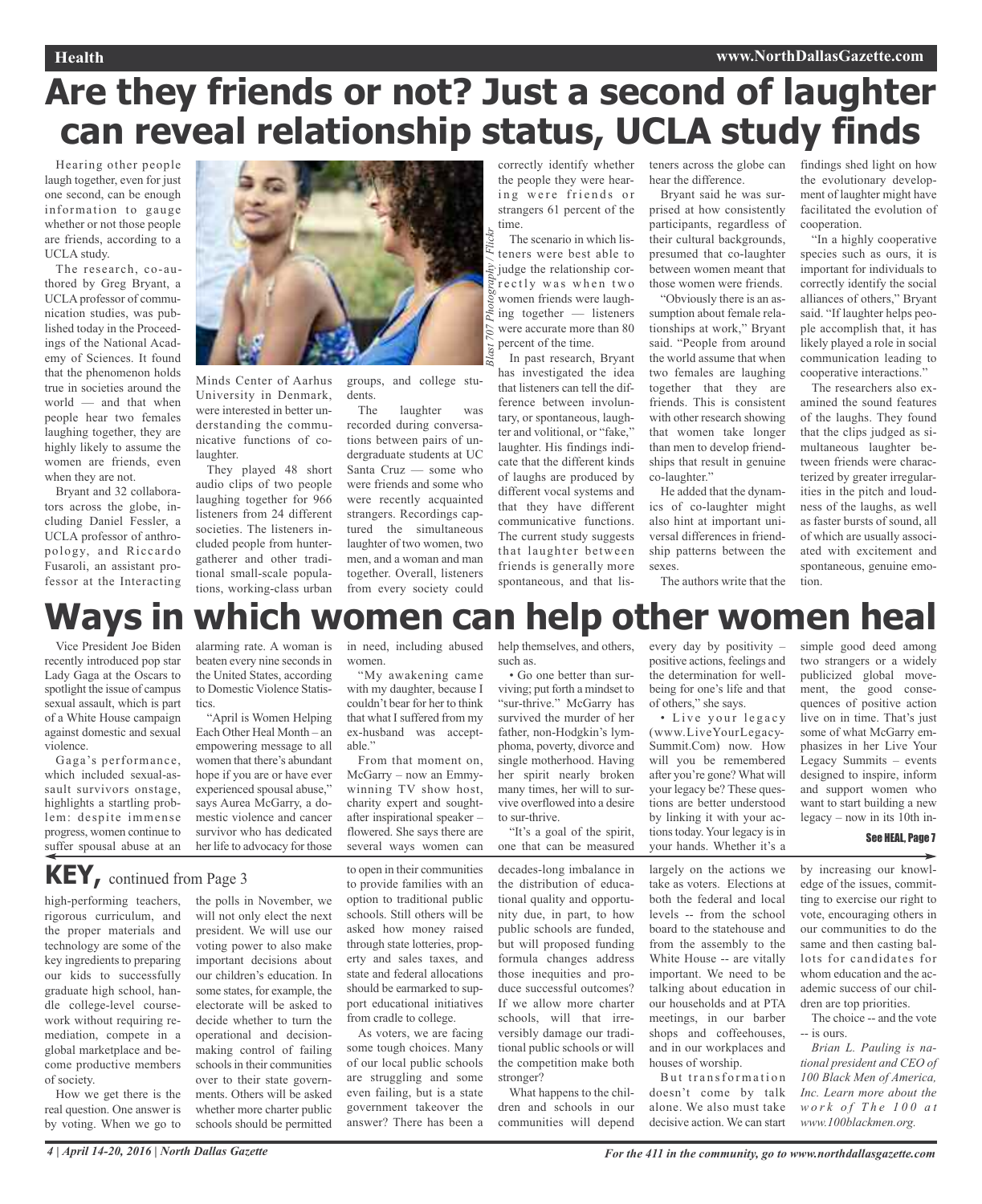# Are they friends or not? Just a second of laughter can reveal relationship status, UCLA study finds

Hearing other people laugh together, even for just one second, can be enough information to gauge whether or not those people are friends, according to a UCLA study.

The research, co-authored by Greg Bryant, a UCLA professor of communication studies, was published today in the Proceedings of the National Academy of Sciences. It found that the phenomenon holds true in societies around the world — and that when people hear two females laughing together, they are highly likely to assume the women are friends, even when they are not.

Bryant and 32 collaborators across the globe, including Daniel Fessler, a UCLA professor of anthropology, and Riccardo Fusaroli, an assistant professor at the Interacting Minds Center of Aarhus University in Denmark, were interested in better understanding the communicative functions of co-laughter.

They played 48 short audio clips of two people laughing together for 966 listeners from 24 different societies. The listeners included people from hunter-gatherer and other traditional small-scale populations, working-class urban groups, and college students.

The laughter was recorded during conversations between pairs of undergraduate students at UC Santa Cruz — some who were friends and some who were recently acquainted strangers. Recordings captured the simultaneous laughter of two women, two men, and a woman and man together. Overall, listeners from every society could correctly identify whether the people they were hearing were friends or strangers 61 percent of the time.

*Blast 707 Photography / Flickr*

The scenario in which listeners were best able to judge the relationship correctly was when two women friends were laughing together — listeners were accurate more than 80 percent of the time.

In past research, Bryant has investigated the idea that listeners can tell the difference between involuntary, or spontaneous, laughter and volitional, or "fake," laughter. His findings indicate that the different kinds of laughs are produced by different vocal systems and that they have different communicative functions. The current study suggests that laughter between friends is generally more spontaneous, and that listeners across the globe can hear the difference.

Bryant said he was surprised at how consistently participants, regardless of their cultural backgrounds, presumed that co-laughter between women meant that those women were friends.

"Obviously there is an assumption about female relationships at work," Bryant said. "People from around the world assume that when two females are laughing together that they are friends. This is consistent with other research showing that women take longer than men to develop friendships that result in genuine co-laughter."

He added that the dynamics of co-laughter might also hint at important universal differences in friendship patterns between the sexes.

The authors write that the findings shed light on how the evolutionary development of laughter might have facilitated the evolution of cooperation.

"In a highly cooperative species such as ours, it is important for individuals to correctly identify the social alliances of others," Bryant said. "If laughter helps people accomplish that, it has likely played a role in social communication leading to cooperative interactions."

The researchers also examined the sound features of the laughs. They found that the clips judged as simultaneous laughter between friends were characterized by greater irregularities in the pitch and loudness of the laughs, as well as faster bursts of sound, all of which are usually associated with excitement and spontaneous, genuine emotion.

# Ways in which women can help other women heal

Vice President Joe Biden recently introduced pop star Lady Gaga at the Oscars to spotlight the issue of campus sexual assault, which is part of a White House campaign against domestic and sexual violence.

Gaga's performance, which included sexual-assault survivors onstage, highlights a startling problem: despite immense progress, women continue to suffer spousal abuse at an alarming rate. A woman is beaten every nine seconds in the United States, according to Domestic Violence Statistics.

"April is Women Helping Each Other Heal Month – an empowering message to all women that there's abundant hope if you are or have ever experienced spousal abuse," says Aurea McGarry, a domestic violence and cancer survivor who has dedicated her life to advocacy for those in need, including abused women.

"My awakening came with my daughter, because I couldn't bear for her to think that what I suffered from my ex-husband was acceptable."

From that moment on, McGarry – now an Emmy-winning TV show host, charity expert and sought-after inspirational speaker – flowered. She says there are several ways women can help themselves, and others, such as.

• Go one better than surviving; put forth a mindset to "sur-thrive." McGarry has survived the murder of her father, non-Hodgkin's lymphoma, poverty, divorce and single motherhood. Having her spirit nearly broken many times, her will to survive overflowed into a desire to sur-thrive.

"It's a goal of the spirit, one that can be measured every day by positivity – positive actions, feelings and the determination for well-being for one's life and that of others," she says.

• Live your legacy (www.LiveYourLegacySummit.Com) now. How will you be remembered after you're gone? What will your legacy be? These questions are better understood by linking it with your actions today. Your legacy is in your hands. Whether it's a simple good deed among two strangers or a widely publicized global movement, the good consequences of positive action live on in time. That's just some of what McGarry emphasizes in her Live Your Legacy Summits – events designed to inspire, inform and support women who want to start building a new legacy – now in its 10th in-

**See HEAL, Page 7**

## KEY, continued from Page 3

high-performing teachers, rigorous curriculum, and the proper materials and technology are some of the key ingredients to preparing our kids to successfully graduate high school, handle college-level coursework without requiring remediation, compete in a global marketplace and become productive members of society.

How we get there is the real question. One answer is by voting. When we go to the polls in November, we will not only elect the next president. We will use our voting power to also make important decisions about our children's education. In some states, for example, the electorate will be asked to decide whether to turn the operational and decision-making control of failing schools in their communities over to their state governments. Others will be asked whether more charter public schools should be permitted to open in their communities to provide families with an option to traditional public schools. Still others will be asked how money raised through state lotteries, property and sales taxes, and state and federal allocations should be earmarked to support educational initiatives from cradle to college.

As voters, we are facing some tough choices. Many of our local public schools are struggling and some even failing, but is a state government takeover the answer? There has been a decades-long imbalance in the distribution of educational quality and opportunity due, in part, to how public schools are funded, but will proposed funding formula changes address those inequities and produce successful outcomes? If we allow more charter schools, will that irreversibly damage our traditional public schools or will the competition make both stronger?

What happens to the children and schools in our communities will depend largely on the actions we take as voters. Elections at both the federal and local levels -- from the school board to the statehouse and from the assembly to the White House -- are vitally important. We need to be talking about education in our households and at PTA meetings, in our barber shops and coffeehouses, and in our workplaces and houses of worship.

But transformation doesn't come by talk alone. We also must take decisive action. We can start by increasing our knowledge of the issues, committing to exercise our right to vote, encouraging others in our communities to do the same and then casting ballots for candidates for whom education and the academic success of our children are top priorities.

The choice -- and the vote -- is ours.

*Brian L. Pauling is national president and CEO of 100 Black Men of America, Inc. Learn more about the work of The 100 at www.100blackmen.org.*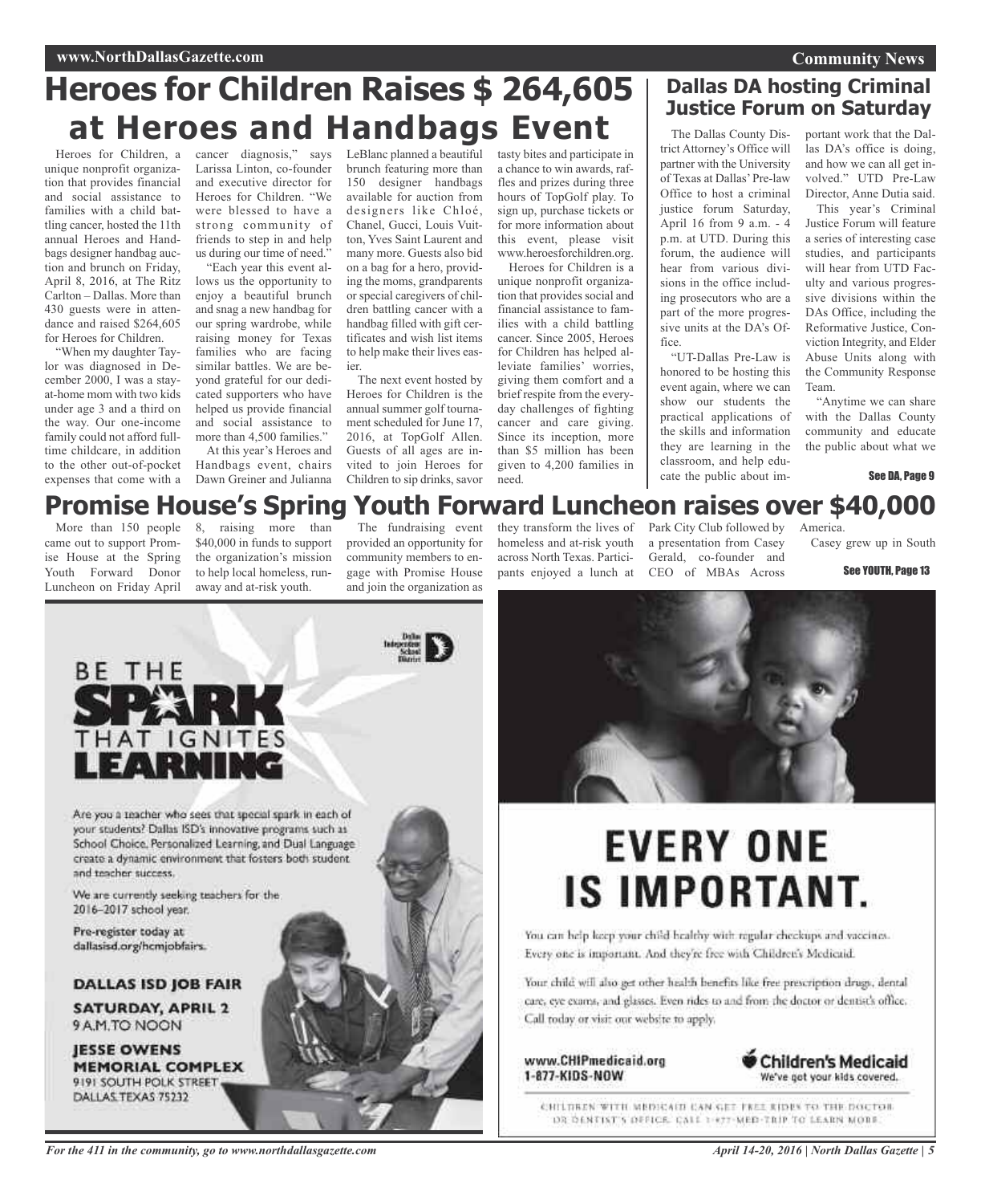# Heroes for Children Raises $ 264,605 at Heroes and Handbags Event

Heroes for Children, a unique nonprofit organization that provides financial and social assistance to families with a child battling cancer, hosted the 11th annual Heroes and Handbags designer handbag auction and brunch on Friday, April 8, 2016, at The Ritz Carlton – Dallas. More than 430 guests were in attendance and raised $264,605 for Heroes for Children.

"When my daughter Taylor was diagnosed in December 2000, I was a stay-at-home mom with two kids under age 3 and a third on the way. Our one-income family could not afford full-time childcare, in addition to the other out-of-pocket expenses that come with a cancer diagnosis," says Larissa Linton, co-founder and executive director for Heroes for Children. "We were blessed to have a strong community of friends to step in and help us during our time of need."

"Each year this event allows us the opportunity to enjoy a beautiful brunch and snag a new handbag for our spring wardrobe, while raising money for Texas families who are facing similar battles. We are beyond grateful for our dedicated supporters who have helped us provide financial and social assistance to more than 4,500 families."

At this year's Heroes and Handbags event, chairs Dawn Greiner and Julianna LeBlanc planned a beautiful brunch featuring more than 150 designer handbags available for auction from designers like Chloé, Chanel, Gucci, Louis Vuitton, Yves Saint Laurent and many more. Guests also bid on a bag for a hero, providing the moms, grandparents or special caregivers of children battling cancer with a handbag filled with gift certificates and wish list items to help make their lives easier.

The next event hosted by Heroes for Children is the annual summer golf tournament scheduled for June 17, 2016, at TopGolf Allen. Guests of all ages are invited to join Heroes for Children to sip drinks, savor tasty bites and participate in a chance to win awards, raffles and prizes during three hours of TopGolf play. To sign up, purchase tickets or for more information about this event, please visit www.heroesforchildren.org.

Heroes for Children is a unique nonprofit organization that provides social and financial assistance to families with a child battling cancer. Since 2005, Heroes for Children has helped alleviate families' worries, giving them comfort and a brief respite from the everyday challenges of fighting cancer and care giving. Since its inception, more than $5 million has been given to 4,200 families in need.

## Dallas DA hosting Criminal Justice Forum on Saturday

The Dallas County District Attorney's Office will partner with the University of Texas at Dallas' Pre-law Office to host a criminal justice forum Saturday, April 16 from 9 a.m. - 4 p.m. at UTD. During this forum, the audience will hear from various divisions in the office including prosecutors who are a part of the more progressive units at the DA's Office.

"UT-Dallas Pre-Law is honored to be hosting this event again, where we can show our students the practical applications of the skills and information they are learning in the classroom, and help educate the public about important work that the Dallas DA's office is doing, and how we can all get involved." UTD Pre-Law Director, Anne Dutia said.

This year's Criminal Justice Forum will feature a series of interesting case studies, and participants will hear from UTD Faculty and various progressive divisions within the DAs Office, including the Reformative Justice, Conviction Integrity, and Elder Abuse Units along with the Community Response Team.

"Anytime we can share with the Dallas County community and educate the public about what we

See DA, Page 9

# Promise House's Spring Youth Forward Luncheon raises over $40,000

More than 150 people came out to support Promise House at the Spring Youth Forward Donor Luncheon on Friday April 8, raising more than $40,000 in funds to support the organization's mission to help local homeless, runaway and at-risk youth.

The fundraising event provided an opportunity for community members to engage with Promise House and join the organization as they transform the lives of homeless and at-risk youth across North Texas. Participants enjoyed a lunch at Park City Club followed by a presentation from Casey Gerald, co-founder and CEO of MBAs Across America.

Casey grew up in South

See YOUTH, Page 13

BE THE SPARK THAT IGNITES LEARNING

Are you a teacher who sees that special spark in each of your students? Dallas ISD's innovative programs such as School Choice, Personalized Learning, and Dual Language create a dynamic environment that fosters both student and teacher success.

We are currently seeking teachers for the 2016–2017 school year.

Pre-register today at dallasisd.org/hcmjobfairs.

**DALLAS ISD JOB FAIR**

**SATURDAY, APRIL 2**
9 A.M. TO NOON

**JESSE OWENS MEMORIAL COMPLEX**
9191 SOUTH POLK STREET
DALLAS, TEXAS 75232

**EVERY ONE IS IMPORTANT.**

You can help keep your child healthy with regular checkups and vaccines. Every one is important. And they're free with Children's Medicaid.

Your child will also get other health benefits like free prescription drugs, dental care, eye exams, and glasses. Even rides to and from the doctor or dentist's office. Call today or visit our website to apply.

www.CHIPmedicaid.org
1-877-KIDS-NOW

Children's Medicaid — We've got your kids covered.

CHILDREN WITH MEDICAID CAN GET FREE RIDES TO THE DOCTOR OR DENTIST'S OFFICE. CALL 1-877-MED-TRIP TO LEARN MORE.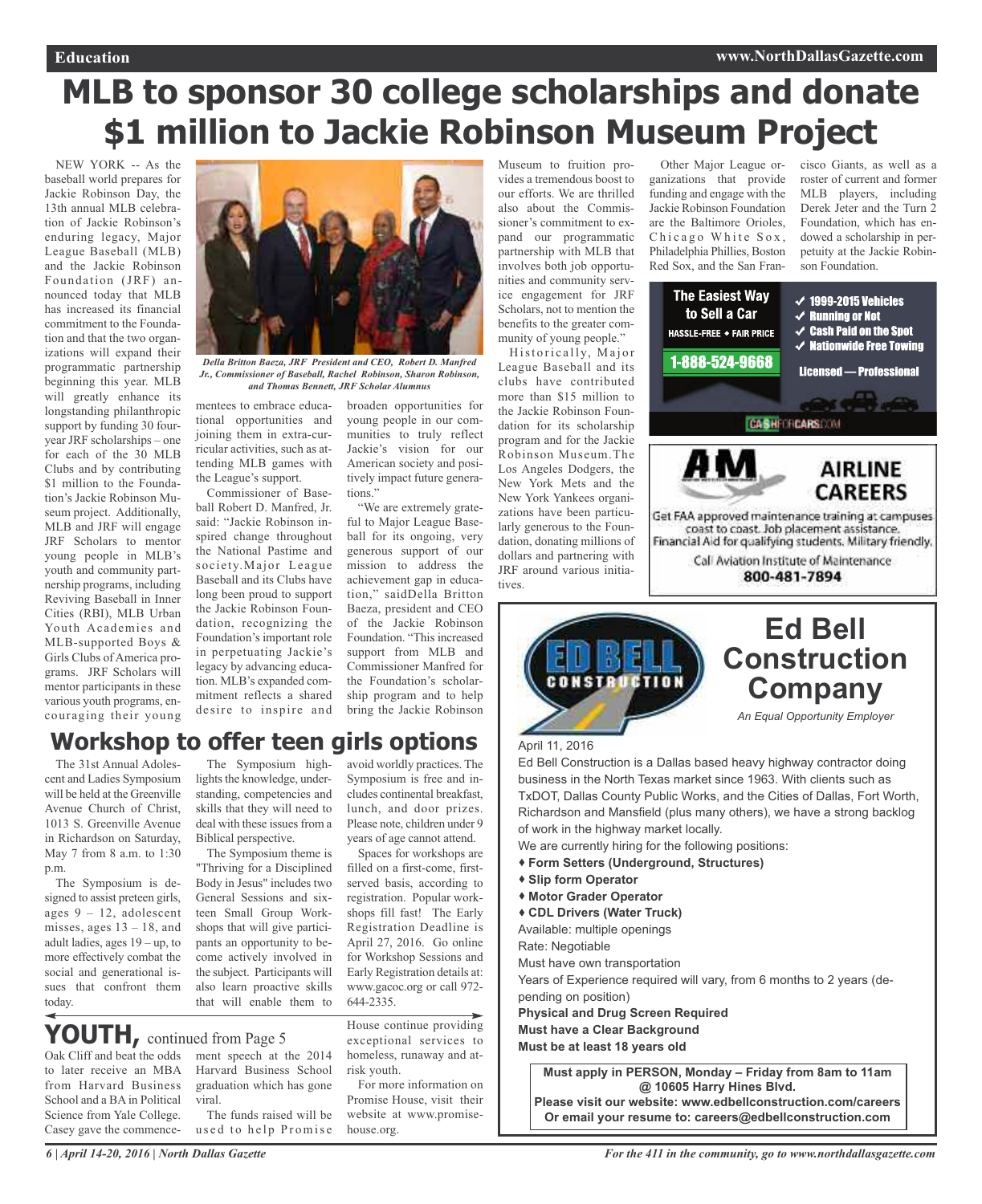# MLB to sponsor 30 college scholarships and donate $1 million to Jackie Robinson Museum Project

NEW YORK -- As the baseball world prepares for Jackie Robinson Day, the 13th annual MLB celebration of Jackie Robinson's enduring legacy, Major League Baseball (MLB) and the Jackie Robinson Foundation (JRF) announced today that MLB has increased its financial commitment to the Foundation and that the two organizations will expand their programmatic partnership beginning this year. MLB will greatly enhance its longstanding philanthropic support by funding 30 four-year JRF scholarships – one for each of the 30 MLB Clubs and by contributing $1 million to the Foundation's Jackie Robinson Museum project. Additionally, MLB and JRF will engage JRF Scholars to mentor young people in MLB's youth and community partnership programs, including Reviving Baseball in Inner Cities (RBI), MLB Urban Youth Academies and MLB-supported Boys & Girls Clubs of America programs. JRF Scholars will mentor participants in these various youth programs, encouraging their young mentees to embrace educational opportunities and joining them in extra-curricular activities, such as attending MLB games with the League's support.

*Della Britton Baeza, JRF President and CEO, Robert D. Manfred Jr., Commissioner of Baseball, Rachel Robinson, Sharon Robinson, and Thomas Bennett, JRF Scholar Alumnus*

Commissioner of Baseball Robert D. Manfred, Jr. said: "Jackie Robinson inspired change throughout the National Pastime and society.Major League Baseball and its Clubs have long been proud to support the Jackie Robinson Foundation, recognizing the Foundation's important role in perpetuating Jackie's legacy by advancing education. MLB's expanded commitment reflects a shared desire to inspire and broaden opportunities for young people in our communities to truly reflect Jackie's vision for our American society and positively impact future generations."

"We are extremely grateful to Major League Baseball for its ongoing, very generous support of our mission to address the achievement gap in education," saidDella Britton Baeza, president and CEO of the Jackie Robinson Foundation. "This increased support from MLB and Commissioner Manfred for the Foundation's scholarship program and to help bring the Jackie Robinson Museum to fruition provides a tremendous boost to our efforts. We are thrilled also about the Commissioner's commitment to expand our programmatic partnership with MLB that involves both job opportunities and community service engagement for JRF Scholars, not to mention the benefits to the greater community of young people."

Historically, Major League Baseball and its clubs have contributed more than $15 million to the Jackie Robinson Foundation for its scholarship program and for the Jackie Robinson Museum.The Los Angeles Dodgers, the New York Mets and the New York Yankees organizations have been particularly generous to the Foundation, donating millions of dollars and partnering with JRF around various initiatives.

Other Major League organizations that provide funding and engage with the Jackie Robinson Foundation are the Baltimore Orioles, Chicago White Sox, Philadelphia Phillies, Boston Red Sox, and the San Francisco Giants, as well as a roster of current and former MLB players, including Derek Jeter and the Turn 2 Foundation, which has endowed a scholarship in perpetuity at the Jackie Robinson Foundation.

**The Easiest Way to Sell a Car**
HASSLE-FREE ♦ FAIR PRICE
**1-888-524-9668**

- ✓ 1999-2015 Vehicles
- ✓ Running or Not
- ✓ Cash Paid on the Spot
- ✓ Nationwide Free Towing

Licensed — Professional

CASHFORCARS.COM

**AM**

**AIRLINE CAREERS**

Get FAA approved maintenance training at campuses coast to coast. Job placement assistance. Financial Aid for qualifying students. Military friendly.

Call Aviation Institute of Maintenance
**800-481-7894**

# Workshop to offer teen girls options

The 31st Annual Adolescent and Ladies Symposium will be held at the Greenville Avenue Church of Christ, 1013 S. Greenville Avenue in Richardson on Saturday, May 7 from 8 a.m. to 1:30 p.m.

The Symposium is designed to assist preteen girls, ages 9 – 12, adolescent misses, ages 13 – 18, and adult ladies, ages 19 – up, to more effectively combat the social and generational issues that confront them today.

The Symposium highlights the knowledge, understanding, competencies and skills that they will need to deal with these issues from a Biblical perspective.

The Symposium theme is "Thriving for a Disciplined Body in Jesus" includes two General Sessions and sixteen Small Group Workshops that will give participants an opportunity to become actively involved in the subject. Participants will also learn proactive skills that will enable them to avoid worldly practices. The Symposium is free and includes continental breakfast, lunch, and door prizes. Please note, children under 9 years of age cannot attend.

Spaces for workshops are filled on a first-come, first-served basis, according to registration. Popular workshops fill fast! The Early Registration Deadline is April 27, 2016. Go online for Workshop Sessions and Early Registration details at: www.gacoc.org or call 972-644-2335.

# YOUTH, continued from Page 5

Oak Cliff and beat the odds to later receive an MBA from Harvard Business School and a BA in Political Science from Yale College. Casey gave the commencement speech at the 2014 Harvard Business School graduation which has gone viral.

The funds raised will be used to help Promise House continue providing exceptional services to homeless, runaway and at-risk youth.

For more information on Promise House, visit their website at www.promisehouse.org.

# Ed Bell Construction Company

*An Equal Opportunity Employer*

April 11, 2016

Ed Bell Construction is a Dallas based heavy highway contractor doing business in the North Texas market since 1963. With clients such as TxDOT, Dallas County Public Works, and the Cities of Dallas, Fort Worth, Richardson and Mansfield (plus many others), we have a strong backlog of work in the highway market locally.

We are currently hiring for the following positions:

- **Form Setters (Underground, Structures)**
- **Slip form Operator**
- **Motor Grader Operator**
- **CDL Drivers (Water Truck)**

Available: multiple openings
Rate: Negotiable
Must have own transportation
Years of Experience required will vary, from 6 months to 2 years (depending on position)
**Physical and Drug Screen Required**
**Must have a Clear Background**
**Must be at least 18 years old**

**Must apply in PERSON, Monday – Friday from 8am to 11am @ 10605 Harry Hines Blvd.**
**Please visit our website: www.edbellconstruction.com/careers**
**Or email your resume to: careers@edbellconstruction.com**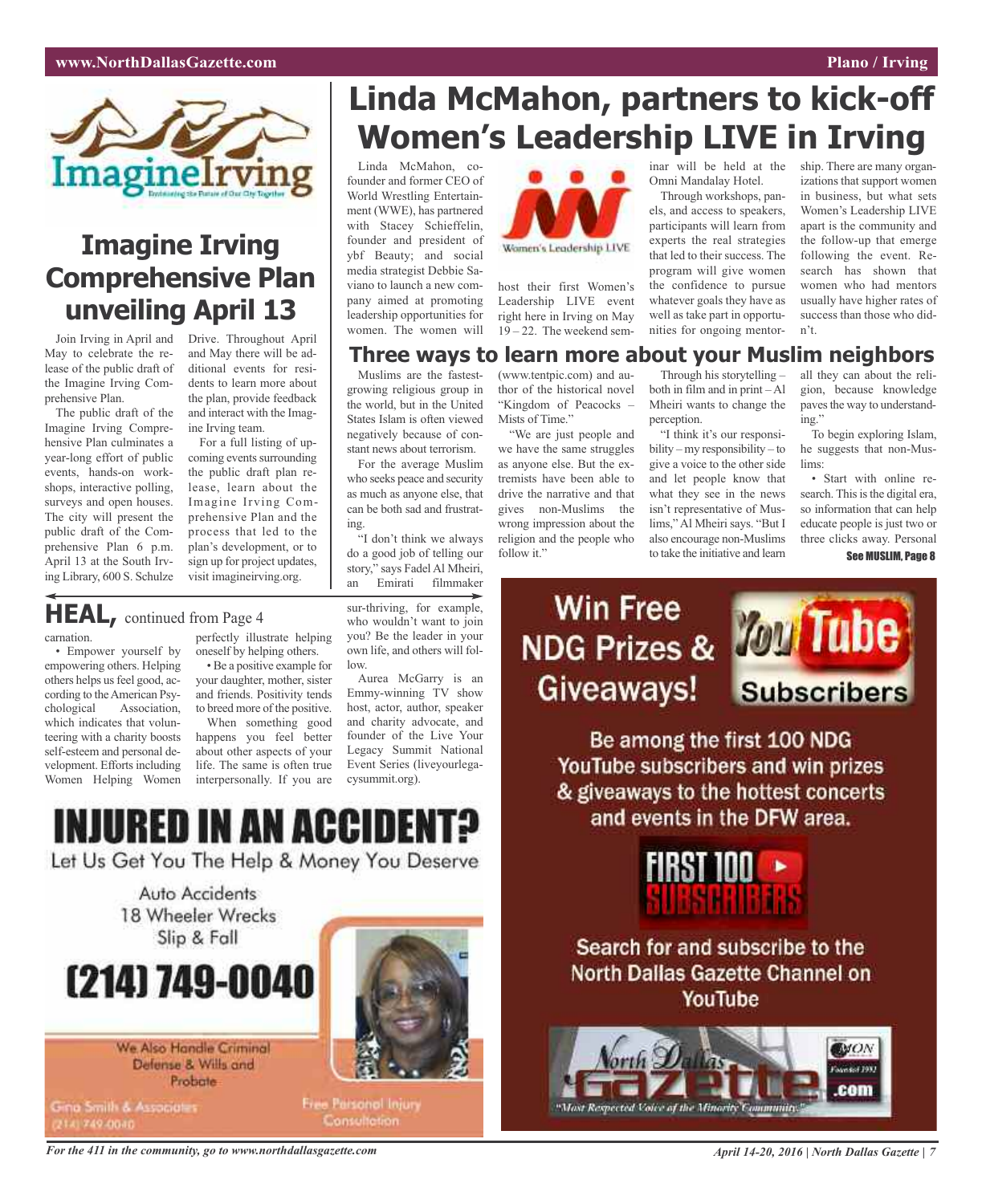# Linda McMahon, partners to kick-off Women's Leadership LIVE in Irving

Linda McMahon, co-founder and former CEO of World Wrestling Entertainment (WWE), has partnered with Stacey Schieffelin, founder and president of ybf Beauty; and social media strategist Debbie Saviano to launch a new company aimed at promoting leadership opportunities for women. The women will host their first Women's Leadership LIVE event right here in Irving on May 19 – 22. The weekend seminar will be held at the Omni Mandalay Hotel.

Through workshops, panels, and access to speakers, participants will learn from experts the real strategies that led to their success. The program will give women the confidence to pursue whatever goals they have as well as take part in opportunities for ongoing mentorship. There are many organizations that support women in business, but what sets Women's Leadership LIVE apart is the community and the follow-up that emerge following the event. Research has shown that women who had mentors usually have higher rates of success than those who didn't.

# Imagine Irving Comprehensive Plan unveiling April 13

Join Irving in April and May to celebrate the release of the public draft of the Imagine Irving Comprehensive Plan.

The public draft of the Imagine Irving Comprehensive Plan culminates a year-long effort of public events, hands-on workshops, interactive polling, surveys and open houses. The city will present the public draft of the Comprehensive Plan 6 p.m. April 13 at the South Irving Library, 600 S. Schulze Drive. Throughout April and May there will be additional events for residents to learn more about the plan, provide feedback and interact with the Imagine Irving team.

For a full listing of upcoming events surrounding the public draft plan release, learn about the Imagine Irving Comprehensive Plan and the process that led to the plan's development, or to sign up for project updates, visit imagineirving.org.

# Three ways to learn more about your Muslim neighbors

Muslims are the fastest-growing religious group in the world, but in the United States Islam is often viewed negatively because of constant news about terrorism.

For the average Muslim who seeks peace and security as much as anyone else, that can be both sad and frustrating.

"I don't think we always do a good job of telling our story," says Fadel Al Mheiri, an Emirati filmmaker (www.tentpic.com) and author of the historical novel "Kingdom of Peacocks – Mists of Time."

"We are just people and we have the same struggles as anyone else. But the extremists have been able to drive the narrative and that gives non-Muslims the wrong impression about the religion and the people who follow it."

Through his storytelling – both in film and in print – Al Mheiri wants to change the perception.

"I think it's our responsibility – my responsibility – to give a voice to the other side and let people know that what they see in the news isn't representative of Muslims," Al Mheiri says. "But I also encourage non-Muslims to take the initiative and learn all they can about the religion, because knowledge paves the way to understanding."

To begin exploring Islam, he suggests that non-Muslims:

• Start with online research. This is the digital era, so information that can help educate people is just two or three clicks away. Personal

See MUSLIM, Page 8

## HEAL, continued from Page 4

carnation.

• Empower yourself by empowering others. Helping others helps us feel good, according to the American Psychological Association, which indicates that volunteering with a charity boosts self-esteem and personal development. Efforts including Women Helping Women perfectly illustrate helping oneself by helping others.

• Be a positive example for your daughter, mother, sister and friends. Positivity tends to breed more of the positive.

When something good happens you feel better about other aspects of your life. The same is often true interpersonally. If you are sur-thriving, for example, who wouldn't want to join you? Be the leader in your own life, and others will follow.

Aurea McGarry is an Emmy-winning TV show host, actor, author, speaker and charity advocate, and founder of the Live Your Legacy Summit National Event Series (liveyourlegacysummit.org).

**INJURED IN AN ACCIDENT?**
Let Us Get You The Help & Money You Deserve

Auto Accidents
18 Wheeler Wrecks
Slip & Fall

**(214) 749-0040**

We Also Handle Criminal Defense & Wills and Probate

Gino Smith & Associates (214) 749-0040

Free Personal Injury Consultation

**Win Free NDG Prizes & Giveaways!** YouTube Subscribers

Be among the first 100 NDG YouTube subscribers and win prizes & giveaways to the hottest concerts and events in the DFW area.

FIRST 100 SUBSCRIBERS

Search for and subscribe to the North Dallas Gazette Channel on YouTube

North Dallas Gazette .com — "Most Respected Voice of the Minority Community."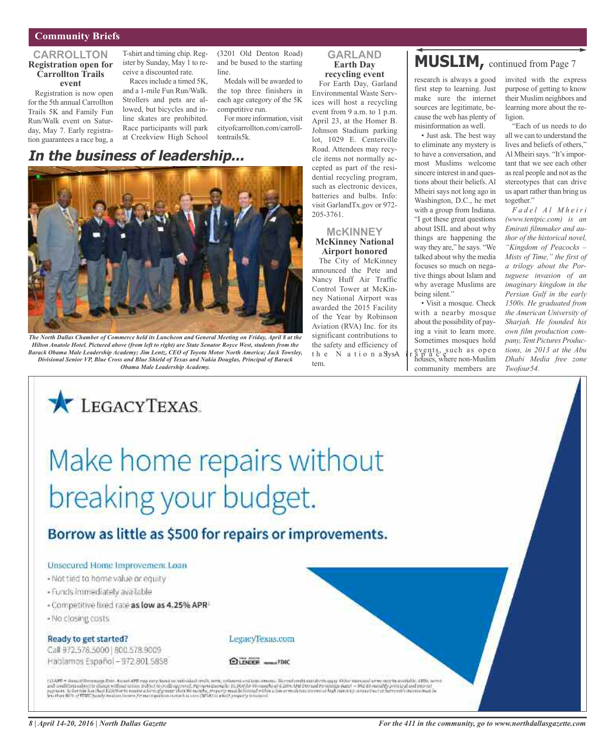## Community Briefs

### CARROLLTON

**Registration open for Carrollton Trails event**

Registration is now open for the 5th annual Carrollton Trails 5K and Family Fun Run/Walk event on Saturday, May 7. Early registration guarantees a race bag, a T-shirt and timing chip. Register by Sunday, May 1 to receive a discounted rate.

Races include a timed 5K, and a 1-mile Fun Run/Walk. Strollers and pets are allowed, but bicycles and inline skates are prohibited. Race participants will park at Creekview High School (3201 Old Denton Road) and be bused to the starting line.

Medals will be awarded to the top three finishers in each age category of the 5K competitive run.

For more information, visit cityofcarrollton.com/carrolltontrails5k.

### GARLAND

**Earth Day recycling event**

For Earth Day, Garland Environmental Waste Services will host a recycling event from 9 a.m. to 1 p.m. April 23, at the Homer B. Johnson Stadium parking lot, 1029 E. Centerville Road. Attendees may recycle items not normally accepted as part of the residential recycling program, such as electronic devices, batteries and bulbs. Info: visit GarlandTx.gov or 972-205-3761.

### McKINNEY

**McKinney National Airport honored**

The City of McKinney announced the Pete and Nancy Huff Air Traffic Control Tower at McKinney National Airport was awarded the 2015 Facility of the Year by Robinson Aviation (RVA) Inc. for its significant contributions to the safety and efficiency of the National Airspace System.

## *In the business of leadership...*

*The North Dallas Chamber of Commerce held its Luncheon and General Meeting on Friday, April 8 at the Hilton Anatole Hotel. Pictured above (from left to right) are State Senator Royce West, students from the Barack Obama Male Leadership Academy; Jim Lentz, CEO of Toyota Motor North America; Jack Towsley, Divisional Senior VP, Blue Cross and Blue Shield of Texas and Nakia Douglas, Principal of Barack Obama Male Leadership Academy.*

## MUSLIM, continued from Page 7

research is always a good first step to learning. Just make sure the internet sources are legitimate, because the web has plenty of misinformation as well.

• Just ask. The best way to eliminate any mystery is to have a conversation, and most Muslims welcome sincere interest in and questions about their beliefs. Al Mheiri says not long ago in Washington, D.C., he met with a group from Indiana. "I got these great questions about ISIL and about why things are happening the way they are," he says. "We talked about why the media focuses so much on negative things about Islam and why average Muslims are being silent."

• Visit a mosque. Check with a nearby mosque about the possibility of paying a visit to learn more. Sometimes mosques hold events, such as open houses, where non-Muslim community members are invited with the express purpose of getting to know their Muslim neighbors and learning more about the religion.

"Each of us needs to do all we can to understand the lives and beliefs of others," Al Mheiri says. "It's important that we see each other as real people and not as the stereotypes that can drive us apart rather than bring us together."

*Fadel Al Mheiri (www.tentpic.com) is an Emirati filmmaker and author of the historical novel, "Kingdom of Peacocks – Mists of Time," the first of a trilogy about the Portuguese invasion of an imaginary kingdom in the Persian Gulf in the early 1500s. He graduated from the American University of Sharjah. He founded his own film production company, Tent Pictures Productions, in 2013 at the Abu Dhabi Media free zone Twofour54.*

---

**LEGACYTEXAS**

# Make home repairs without breaking your budget.

## Borrow as little as $500 for repairs or improvements.

**Unsecured Home Improvement Loan**

- Not tied to home value or equity
- Funds immediately available
- Competitive fixed rate **as low as 4.25% APR**[1]
- No closing costs

**Ready to get started?**
Call 972.578.5000 | 800.578.9009
Hablamos Español – 972.801.5858

LegacyTexas.com

EQUAL HOUSING LENDER | Member FDIC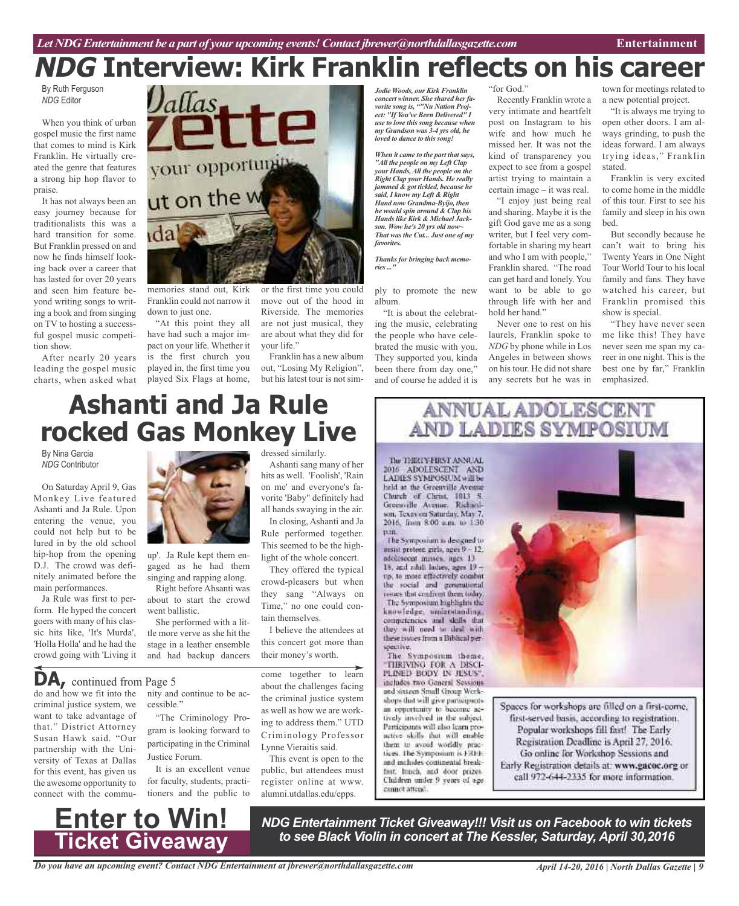# NDG Interview: Kirk Franklin reflects on his career

By Ruth Ferguson
*NDG* Editor

When you think of urban gospel music the first name that comes to mind is Kirk Franklin. He virtually created the genre that features a strong hip hop flavor to praise.

It has not always been an easy journey because for traditionalists this was a hard transition for some. But Franklin pressed on and now he finds himself looking back over a career that has lasted for over 20 years and seen him feature beyond writing songs to writing a book and from singing on TV to hosting a successful gospel music competition show.

After nearly 20 years leading the gospel music charts, when asked what memories stand out, Kirk Franklin could not narrow it down to just one.

"At this point they all have had such a major impact on your life. Whether it is the first church you played in, the first time you played Six Flags at home, or the first time you could move out of the hood in Riverside. The memories are not just musical, they are about what they did for your life."

Franklin has a new album out, "Losing My Religion", but his latest tour is not simply to promote the new album.

"It is about the celebrating the music, celebrating the people who have celebrated the music with you. They supported you, kinda been there from day one," and of course he added it is "for God."

Recently Franklin wrote a very intimate and heartfelt post on Instagram to his wife and how much he missed her. It was not the kind of transparency you expect to see from a gospel artist trying to maintain a certain image – it was real.

"I enjoy just being real and sharing. Maybe it is the gift God gave me as a song writer, but I feel very comfortable in sharing my heart and who I am with people," Franklin shared. "The road can get hard and lonely. You want to be able to go through life with her and hold her hand."

Never one to rest on his laurels, Franklin spoke to *NDG* by phone while in Los Angeles in between shows on his tour. He did not share any secrets but he was in town for meetings related to a new potential project.

"It is always me trying to open other doors. I am always grinding, to push the ideas forward. I am always trying ideas," Franklin stated.

Franklin is very excited to come home in the middle of this tour. First to see his family and sleep in his own bed.

But secondly because he can't wait to bring his Twenty Years in One Night Tour World Tour to his local family and fans. They have watched his career, but Franklin promised this show is special.

"They have never seen me like this! They have never seen me span my career in one night. This is the best one by far," Franklin emphasized.

***Jodie Woods, our Kirk Franklin concert winner. She shared her favorite song is, ""Nu Nation Project: "If You've Been Delivered" I use to love this song because when my Grandson was 3-4 yrs old, he loved to dance to this song!***

***When it came to the part that says, "All the people on my Left Clap your Hands, All the people on the Right Clap your Hands. He really jammed & got tickled, because he said, I know my Left & Right Hand now Grandma-Byijo, then he would spin around & Clap his Hands like Kirk & Michael Jackson. Wow he's 20 yrs old now~ That was the Cut... Just one of my favorites.***

***Thanks for bringing back memories ..."***

# Ashanti and Ja Rule rocked Gas Monkey Live

By Nina Garcia
*NDG* Contributor

On Saturday April 9, Gas Monkey Live featured Ashanti and Ja Rule. Upon entering the venue, you could not help but to be lured in by the old school hip-hop from the opening D.J. The crowd was definitely animated before the main performances.

Ja Rule was first to perform. He hyped the concert goers with many of his classic hits like, 'It's Murda', 'Holla Holla' and he had the crowd going with 'Living it up'. Ja Rule kept them engaged as he had them singing and rapping along.

Right before Ahsanti was about to start the crowd went ballistic.

She performed with a little more verve as she hit the stage in a leather ensemble and had backup dancers dressed similarly.

Ashanti sang many of her hits as well. 'Foolish', 'Rain on me' and everyone's favorite 'Baby" definitely had all hands swaying in the air.

In closing, Ashanti and Ja Rule performed together. This seemed to be the highlight of the whole concert.

They offered the typical crowd-pleasers but when they sang "Always on Time," no one could contain themselves.

I believe the attendees at this concert got more than their money's worth.

## DA, continued from Page 5

do and how we fit into the criminal justice system, we want to take advantage of that." District Attorney Susan Hawk said. "Our partnership with the University of Texas at Dallas for this event, has given us the awesome opportunity to connect with the community and continue to be accessible."

"The Criminology Program is looking forward to participating in the Criminal Justice Forum.

It is an excellent venue for faculty, students, practitioners and the public to come together to learn about the challenges facing the criminal justice system as well as how we are working to address them." UTD Criminology Professor Lynne Vieraitis said.

This event is open to the public, but attendees must register online at www.alumni.utdallas.edu/epps.

## ANNUAL ADOLESCENT AND LADIES SYMPOSIUM

The THIRTY-FIRST ANNUAL 2016 ADOLESCENT AND LADIES SYMPOSIUM will be held at the Greenville Avenue Church of Christ, 1013 S. Greenville Avenue, Richardson, Texas on Saturday, May 7, 2016, from 8:00 a.m. to 1:30 p.m.

The Symposium is designed to assist preteen girls, ages 9 – 12, adolescent misses, ages 13 – 18, and adult ladies, ages 19 – up, to more effectively combat the social and generational issues that confront them today. The Symposium highlights the knowledge, understanding, competencies and skills that they will need to deal with these issues from a Biblical perspective.

The Symposium theme, "THRIVING FOR A DISCIPLINED BODY IN JESUS", includes two General Sessions and sixteen Small Group Workshops that will give participants an opportunity to become actively involved in the subject. Participants will also learn proactive skills that will enable them to avoid worldly practices. The Symposium is FREE and includes continental breakfast, lunch, and door prizes. Children under 9 years of age cannot attend.

Spaces for workshops are filled on a first-come, first-served basis, according to registration. Popular workshops fill fast! The Early Registration Deadline is April 27, 2016. Go online for Workshop Sessions and Early Registration details at: www.gacoc.org or call 972-644-2335 for more information.

## Enter to Win! Ticket Giveaway

***NDG Entertainment Ticket Giveaway!!! Visit us on Facebook to win tickets to see Black Violin in concert at The Kessler, Saturday, April 30,2016***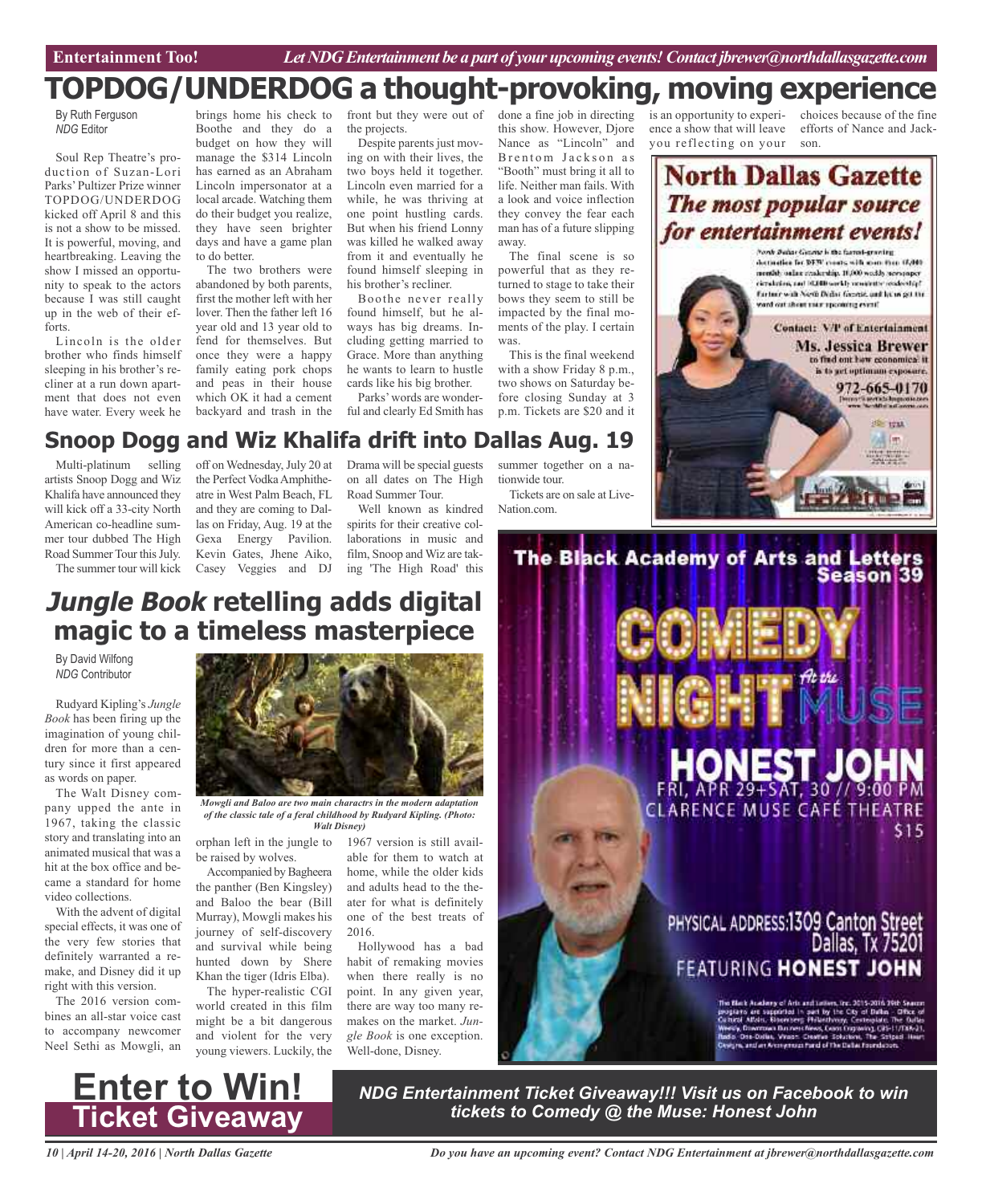# TOPDOG/UNDERDOG a thought-provoking, moving experience

By Ruth Ferguson
*NDG* Editor

Soul Rep Theatre's production of Suzan-Lori Parks' Pulitzer Prize winner TOPDOG/UNDERDOG kicked off April 8 and this is not a show to be missed. It is powerful, moving, and heartbreaking. Leaving the show I missed an opportunity to speak to the actors because I was still caught up in the web of their efforts.

Lincoln is the older brother who finds himself sleeping in his brother's recliner at a run down apartment that does not even have water. Every week he brings home his check to Boothe and they do a budget on how they will manage the $314 Lincoln has earned as an Abraham Lincoln impersonator at a local arcade. Watching them do their budget you realize, they have seen brighter days and have a game plan to do better.

The two brothers were abandoned by both parents, first the mother left with her lover. Then the father left 16 year old and 13 year old to fend for themselves. But once they were a happy family eating pork chops and peas in their house which OK it had a cement backyard and trash in the front but they were out of the projects.

Despite parents just moving on with their lives, the two boys held it together. Lincoln even married for a while, he was thriving at one point hustling cards. But when his friend Lonny was killed he walked away from it and eventually he found himself sleeping in his brother's recliner.

Boothe never really found himself, but he always has big dreams. Including getting married to Grace. More than anything he wants to learn to hustle cards like his big brother.

Parks' words are wonderful and clearly Ed Smith has done a fine job in directing this show. However, Djore Nance as "Lincoln" and Brentom Jackson as "Booth" must bring it all to life. Neither man fails. With a look and voice inflection they convey the fear each man has of a future slipping away.

The final scene is so powerful that as they returned to stage to take their bows they seem to still be impacted by the final moments of the play. I certain was.

This is the final weekend with a show Friday 8 p.m., two shows on Saturday before closing Sunday at 3 p.m. Tickets are $20 and it is an opportunity to experience a show that will leave you reflecting on your choices because of the fine efforts of Nance and Jackson.

# Snoop Dogg and Wiz Khalifa drift into Dallas Aug. 19

Multi-platinum selling artists Snoop Dogg and Wiz Khalifa have announced they will kick off a 33-city North American co-headline summer tour dubbed The High Road Summer Tour this July.

The summer tour will kick off on Wednesday, July 20 at the Perfect Vodka Amphitheatre in West Palm Beach, FL and they are coming to Dallas on Friday, Aug. 19 at the Gexa Energy Pavilion. Kevin Gates, Jhene Aiko, Casey Veggies and DJ Drama will be special guests on all dates on The High Road Summer Tour.

Well known as kindred spirits for their creative collaborations in music and film, Snoop and Wiz are taking 'The High Road' this summer together on a nationwide tour.

Tickets are on sale at LiveNation.com.

# *Jungle Book* retelling adds digital magic to a timeless masterpiece

By David Wilfong
*NDG* Contributor

Rudyard Kipling's *Jungle Book* has been firing up the imagination of young children for more than a century since it first appeared as words on paper.

The Walt Disney company upped the ante in 1967, taking the classic story and translating into an animated musical that was a hit at the box office and became a standard for home video collections.

With the advent of digital special effects, it was one of the very few stories that definitely warranted a remake, and Disney did it up right with this version.

The 2016 version combines an all-star voice cast to accompany newcomer Neel Sethi as Mowgli, an orphan left in the jungle to be raised by wolves.

*Mowgli and Baloo are two main charactrs in the modern adaptation of the classic tale of a feral childhood by Rudyard Kipling. (Photo: Walt Disney)*

Accompanied by Bagheera the panther (Ben Kingsley) and Baloo the bear (Bill Murray), Mowgli makes his journey of self-discovery and survival while being hunted down by Shere Khan the tiger (Idris Elba).

The hyper-realistic CGI world created in this film might be a bit dangerous and violent for the very young viewers. Luckily, the 1967 version is still available for them to watch at home, while the older kids and adults head to the theater for what is definitely one of the best treats of 2016.

Hollywood has a bad habit of remaking movies when there really is no point. In any given year, there are way too many remakes on the market. *Jungle Book* is one exception. Well-done, Disney.

**North Dallas Gazette**
***The most popular source for entertainment events!***

Contact: VP of Entertainment
**Ms. Jessica Brewer**
to find out how economical it is to get optimum exposure.
**972-665-0170**

**The Black Academy of Arts and Letters Season 39**

**COMEDY NIGHT At the MUSE**
**HONEST JOHN**
FRI, APR 29+SAT, 30 // 9:00 PM
CLARENCE MUSE CAFÉ THEATRE
$15

PHYSICAL ADDRESS: 1309 Canton Street Dallas, Tx 75201
FEATURING **HONEST JOHN**

# Enter to Win! Ticket Giveaway

***NDG Entertainment Ticket Giveaway!!! Visit us on Facebook to win tickets to Comedy @ the Muse: Honest John***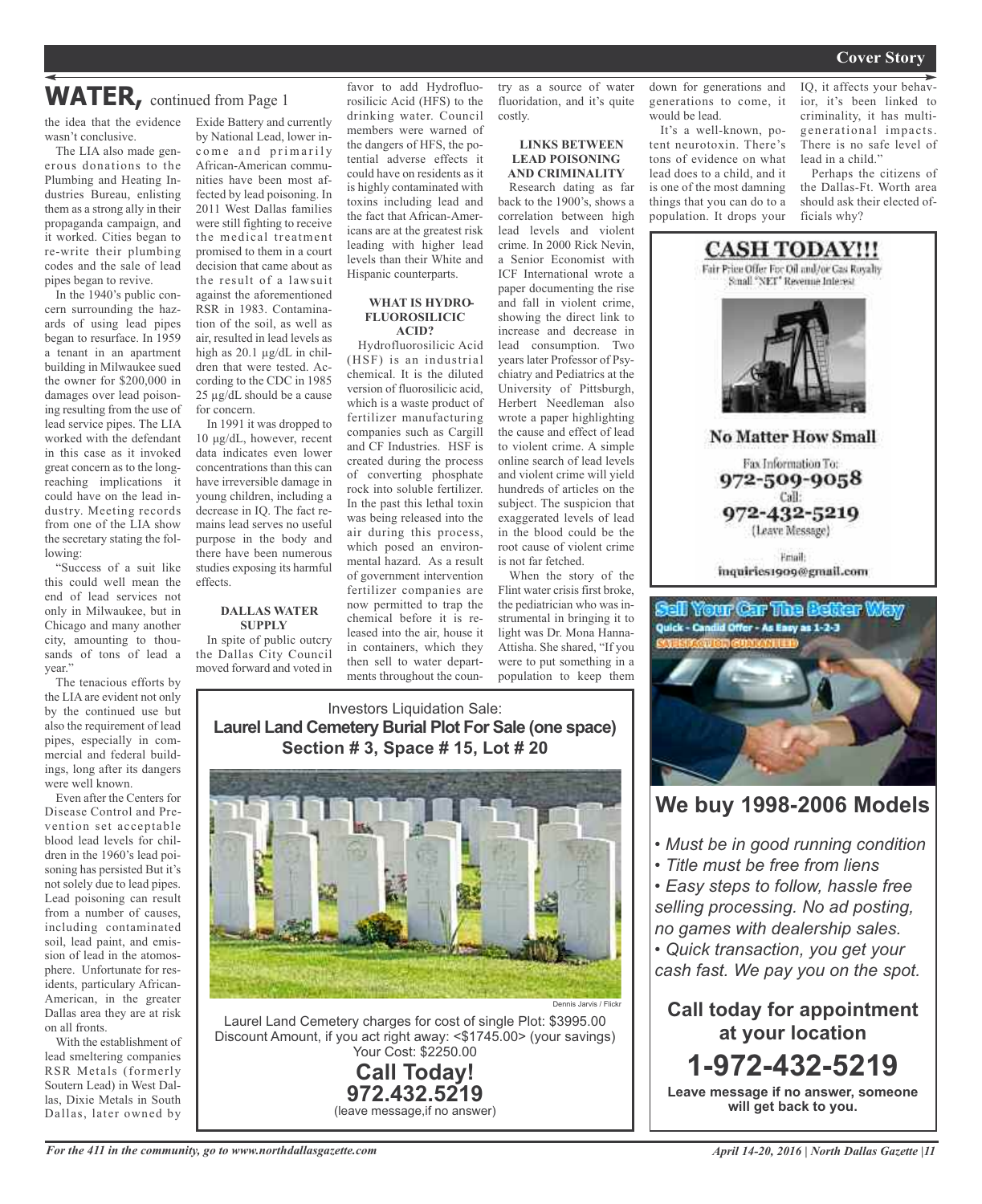# WATER, continued from Page 1

the idea that the evidence wasn't conclusive.

The LIA also made generous donations to the Plumbing and Heating Industries Bureau, enlisting them as a strong ally in their propaganda campaign, and it worked. Cities began to re-write their plumbing codes and the sale of lead pipes began to revive.

In the 1940's public concern surrounding the hazards of using lead pipes began to resurface. In 1959 a tenant in an apartment building in Milwaukee sued the owner for $200,000 in damages over lead poisoning resulting from the use of lead service pipes. The LIA worked with the defendant in this case as it invoked great concern as to the long-reaching implications it could have on the lead industry. Meeting records from one of the LIA show the secretary stating the following:

"Success of a suit like this could well mean the end of lead services not only in Milwaukee, but in Chicago and many another city, amounting to thousands of tons of lead a year."

The tenacious efforts by the LIA are evident not only by the continued use but also the requirement of lead pipes, especially in commercial and federal buildings, long after its dangers were well known.

Even after the Centers for Disease Control and Prevention set acceptable blood lead levels for children in the 1960's lead poisoning has persisted But it's not solely due to lead pipes. Lead poisoning can result from a number of causes, including contaminated soil, lead paint, and emission of lead in the atomosphere. Unfortunate for residents, particulary African-American, in the greater Dallas area they are at risk on all fronts.

With the establishment of lead smeltering companies RSR Metals (formerly Soutern Lead) in West Dallas, Dixie Metals in South Dallas, later owned by Exide Battery and currently by National Lead, lower income and primarily African-American communities have been most affected by lead poisoning. In 2011 West Dallas families were still fighting to receive the medical treatment promised to them in a court decision that came about as the result of a lawsuit against the aforementioned RSR in 1983. Contamination of the soil, as well as air, resulted in lead levels as high as 20.1 µg/dL in children that were tested. According to the CDC in 1985 25 µg/dL should be a cause for concern.

In 1991 it was dropped to 10 µg/dL, however, recent data indicates even lower concentrations than this can have irreversible damage in young children, including a decrease in IQ. The fact remains lead serves no useful purpose in the body and there have been numerous studies exposing its harmful effects.

### DALLAS WATER SUPPLY

In spite of public outcry the Dallas City Council moved forward and voted in favor to add Hydrofluorosilicic Acid (HFS) to the drinking water. Council members were warned of the dangers of HFS, the potential adverse effects it could have on residents as it is highly contaminated with toxins including lead and the fact that African-Americans are at the greatest risk leading with higher lead levels than their White and Hispanic counterparts.

### WHAT IS HYDROFLUOROSILICIC ACID?

Hydrofluorosilicic Acid (HSF) is an industrial chemical. It is the diluted version of fluorosilicic acid, which is a waste product of fertilizer manufacturing companies such as Cargill and CF Industries. HSF is created during the process of converting phosphate rock into soluble fertilizer. In the past this lethal toxin was being released into the air during this process, which posed an environmental hazard. As a result of government intervention fertilizer companies are now permitted to trap the chemical before it is released into the air, house it in containers, which they then sell to water departments throughout the country as a source of water fluoridation, and it's quite costly.

### LINKS BETWEEN LEAD POISONING AND CRIMINALITY

Research dating as far back to the 1900's, shows a correlation between high lead levels and violent crime. In 2000 Rick Nevin, a Senior Economist with ICF International wrote a paper documenting the rise and fall in violent crime, showing the direct link to increase and decrease in lead consumption. Two years later Professor of Psychiatry and Pediatrics at the University of Pittsburgh, Herbert Needleman also wrote a paper highlighting the cause and effect of lead to violent crime. A simple online search of lead levels and violent crime will yield hundreds of articles on the subject. The suspicion that exaggerated levels of lead in the blood could be the root cause of violent crime is not far fetched.

When the story of the Flint water crisis first broke, the pediatrician who was instrumental in bringing it to light was Dr. Mona Hanna-Attisha. She shared, "If you were to put something in a population to keep them down for generations and generations to come, it would be lead.

It's a well-known, potent neurotoxin. There's tons of evidence on what lead does to a child, and it is one of the most damning things that you can do to a population. It drops your IQ, it affects your behavior, it's been linked to criminality, it has multi-generational impacts. There is no safe level of lead in a child."

Perhaps the citizens of the Dallas-Ft. Worth area should ask their elected officials why?

---

Investors Liquidation Sale:
**Laurel Land Cemetery Burial Plot For Sale (one space)**
**Section # 3, Space # 15, Lot # 20**

Dennis Jarvis / Flickr

Laurel Land Cemetery charges for cost of single Plot: $3995.00
Discount Amount, if you act right away: <$1745.00> (your savings)
Your Cost: $2250.00

**Call Today!**
**972.432.5219**
(leave message,if no answer)

---

**CASH TODAY!!!**
Fair Price Offer For Oil and/or Gas Royalty
Small "NET" Revenue Interest

**No Matter How Small**

Fax Information To:
**972-509-9058**
Call:
**972-432-5219**
(Leave Message)

Email:
inquiries1909@gmail.com

---

**Sell Your Car The Better Way**
Quick - Candid Offer - As Easy as 1-2-3
SATISFACTION GUARANTEED

## We buy 1998-2006 Models

- *Must be in good running condition*
- *Title must be free from liens*
- *Easy steps to follow, hassle free selling processing. No ad posting, no games with dealership sales.*
- *Quick transaction, you get your cash fast. We pay you on the spot.*

**Call today for appointment at your location**
**1-972-432-5219**
**Leave message if no answer, someone will get back to you.**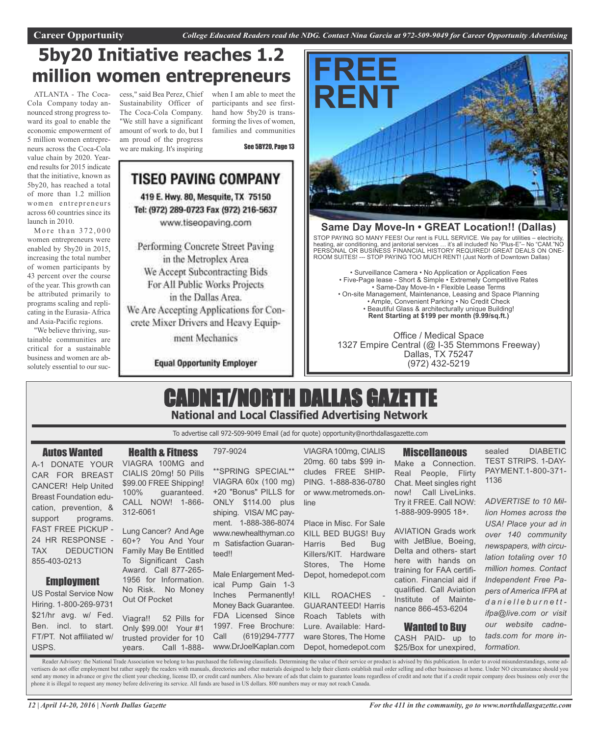Career Opportunity *College Educated Readers read the NDG. Contact Nina Garcia at 972-509-9049 for Career Opportunity Advertising*

# 5by20 Initiative reaches 1.2 million women entrepreneurs

ATLANTA - The Coca-Cola Company today announced strong progress toward its goal to enable the economic empowerment of 5 million women entrepreneurs across the Coca-Cola value chain by 2020. Year-end results for 2015 indicate that the initiative, known as 5by20, has reached a total of more than 1.2 million women entrepreneurs across 60 countries since its launch in 2010.

More than 372,000 women entrepreneurs were enabled by 5by20 in 2015, increasing the total number of women participants by 43 percent over the course of the year. This growth can be attributed primarily to programs scaling and replicating in the Eurasia- Africa and Asia-Pacific regions.

"We believe thriving, sustainable communities are critical for a sustainable business and women are absolutely essential to our success," said Bea Perez, Chief Sustainability Officer of The Coca-Cola Company. "We still have a significant amount of work to do, but I am proud of the progress we are making. It's inspiring when I am able to meet the participants and see first-hand how 5by20 is transforming the lives of women, families and communities

See 5BY20, Page 13

## TISEO PAVING COMPANY

419 E. Hwy. 80, Mesquite, TX 75150
Tel: (972) 289-0723 Fax (972) 216-5637
www.tiseopaving.com

Performing Concrete Street Paving in the Metroplex Area
We Accept Subcontracting Bids For All Public Works Projects in the Dallas Area.
We Are Accepting Applications for Concrete Mixer Drivers and Heavy Equipment Mechanics

**Equal Opportunity Employer**

## FREE RENT

**Same Day Move-In • GREAT Location!! (Dallas)**

STOP PAYING SO MANY FEES! Our rent is FULL SERVICE. We pay for utilities – electricity, heating, air conditioning, and janitorial services … it's all included! No "Plus-E"– No "CAM."NO PERSONAL OR BUSINESS FINANCIAL HISTORY REQUIRED! GREAT DEALS ON ONE-ROOM SUITES! --- STOP PAYING TOO MUCH RENT! (Just North of Downtown Dallas)

• Surveillance Camera • No Application or Application Fees
• Five-Page lease - Short & Simple • Extremely Competitive Rates
• Same-Day Move-In • Flexible Lease Terms
• On-site Management, Maintenance, Leasing and Space Planning
• Ample, Convenient Parking • No Credit Check
• Beautiful Glass & architecturally unique Building!
**Rent Starting at $199 per month (9.99/sq.ft.)**

Office / Medical Space
1327 Empire Central (@ I-35 Stemmons Freeway)
Dallas, TX 75247
(972) 432-5219

# CADNET/NORTH DALLAS GAZETTE

**National and Local Classified Advertising Network**

To advertise call 972-509-9049 Email (ad for quote) opportunity@northdallasgazette.com

### Autos Wanted

A-1 DONATE YOUR CAR FOR BREAST CANCER! Help United Breast Foundation education, prevention, & support programs. FAST FREE PICKUP - 24 HR RESPONSE - TAX DEDUCTION 855-403-0213

### Employment

US Postal Service Now Hiring. 1-800-269-9731 $21/hr avg. w/ Fed. Ben. incl. to start. FT/PT. Not affiliated w/ USPS.

### Health & Fitness

VIAGRA 100MG and CIALIS 20mg! 50 Pills $99.00 FREE Shipping! 100% guaranteed. CALL NOW! 1-866-312-6061

Lung Cancer? And Age 60+? You And Your Family May Be Entitled To Significant Cash Award. Call 877-265-1956 for Information. No Risk. No Money Out Of Pocket

Viagra!! 52 Pills for Only $99.00! Your #1 trusted provider for 10 years. Call 1-888-797-9024

**SPRING SPECIAL** VIAGRA 60x (100 mg) +20 "Bonus" PILLS for ONLY $114.00 plus shiping. VISA/ MC payment. 1-888-386-8074 www.newhealthyman.com Satisfaction Guaranteed!!

Male Enlargement Medical Pump Gain 1-3 Inches Permanently! Money Back Guarantee. FDA Licensed Since 1997. Free Brochure: Call (619)294-7777 www.DrJoelKaplan.com

VIAGRA 100mg, CIALIS 20mg. 60 tabs $99 includes FREE SHIPPING. 1-888-836-0780 or www.metromeds.online

Place in Misc. For Sale KILL BED BUGS! Buy Harris Bed Bug Killers/KIT. Hardware Stores, The Home Depot, homedepot.com

KILL ROACHES - GUARANTEED! Harris Roach Tablets with Lure. Available: Hardware Stores, The Home Depot, homedepot.com

### Miscellaneous

Make a Connection. Real People, Flirty Chat. Meet singles right now! Call LiveLinks. Try it FREE. Call NOW: 1-888-909-9905 18+.

AVIATION Grads work with JetBlue, Boeing, Delta and others- start here with hands on training for FAA certification. Financial aid if qualified. Call Aviation Institute of Maintenance 866-453-6204

### Wanted to Buy

CASH PAID- up to $25/Box for unexpired, sealed DIABETIC TEST STRIPS. 1-DAY-PAYMENT.1-800-371-1136

*ADVERTISE to 10 Million Homes across the USA! Place your ad in over 140 community newspapers, with circulation totaling over 10 million homes. Contact Independent Free Papers of America IFPA at danielleburnett-ifpa@live.com or visit our website cadnetads.com for more information.*

Reader Advisory: the National Trade Association we belong to has purchased the following classifieds. Determining the value of their service or product is advised by this publication. In order to avoid misunderstandings, some advertisers do not offer employment but rather supply the readers with manuals, directories and other materials designed to help their clients establish mail order selling and other businesses at home. Under NO circumstance should you send any money in advance or give the client your checking, license ID, or credit card numbers. Also beware of ads that claim to guarantee loans regardless of credit and note that if a credit repair company does business only over the phone it is illegal to request any money before delivering its service. All funds are based in US dollars. 800 numbers may or may not reach Canada.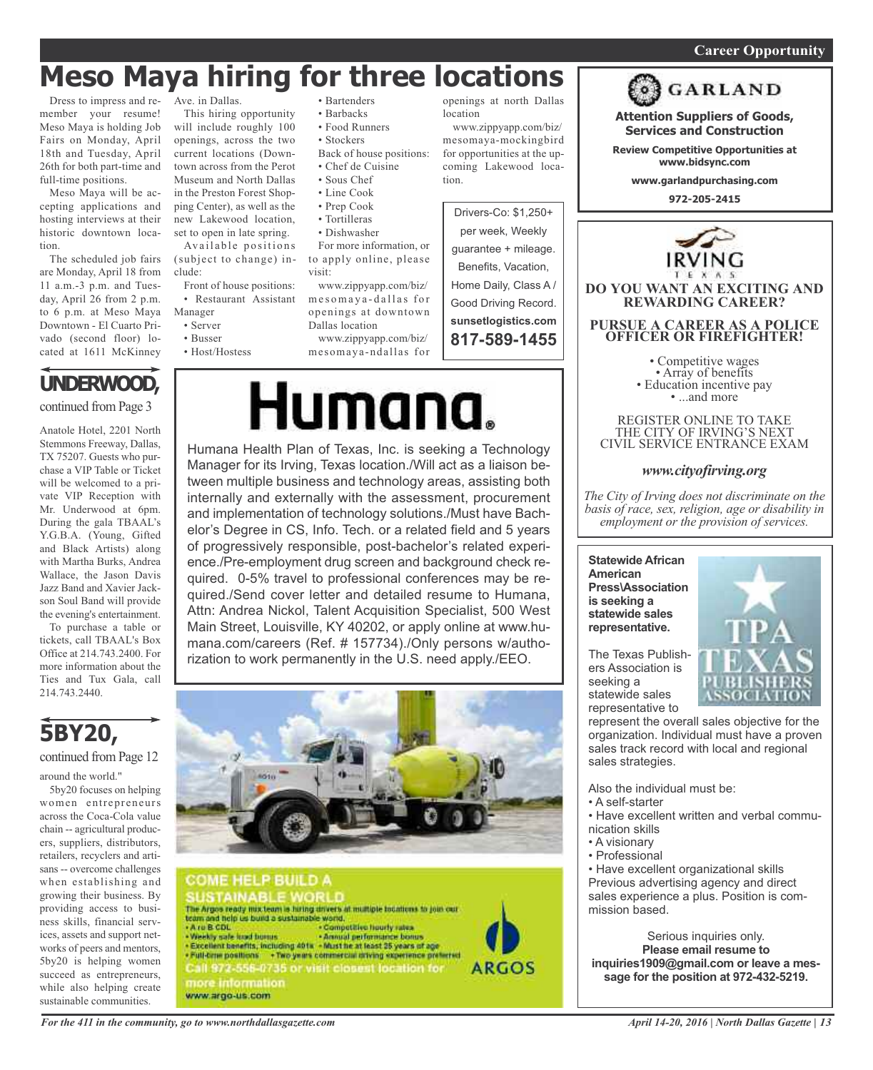# Meso Maya hiring for three locations

Dress to impress and remember your resume! Meso Maya is holding Job Fairs on Monday, April 18th and Tuesday, April 26th for both part-time and full-time positions.

Meso Maya will be accepting applications and hosting interviews at their historic downtown location.

The scheduled job fairs are Monday, April 18 from 11 a.m.-3 p.m. and Tuesday, April 26 from 2 p.m. to 6 p.m. at Meso Maya Downtown - El Cuarto Privado (second floor) located at 1611 McKinney Ave. in Dallas.

This hiring opportunity will include roughly 100 openings, across the two current locations (Downtown across from the Perot Museum and North Dallas in the Preston Forest Shopping Center), as well as the new Lakewood location, set to open in late spring.

Available positions (subject to change) include:

Front of house positions:
- Restaurant Assistant Manager
- Server
- Busser
- Host/Hostess
- Bartenders
- Barbacks
- Food Runners
- Stockers

Back of house positions:
- Chef de Cuisine
- Sous Chef
- Line Cook
- Prep Cook
- Tortilleras
- Dishwasher

For more information, or to apply online, please visit:

www.zippyapp.com/biz/mesomaya-dallas for openings at downtown Dallas location

www.zippyapp.com/biz/mesomaya-ndallas for openings at north Dallas location

www.zippyapp.com/biz/mesomaya-mockingbird for opportunities at the upcoming Lakewood location.

Drivers-Co: $1,250+ per week, Weekly guarantee + mileage. Benefits, Vacation, Home Daily, Class A / Good Driving Record. **sunsetlogistics.com** **817-589-1455**

## UNDERWOOD,

continued from Page 3

Anatole Hotel, 2201 North Stemmons Freeway, Dallas, TX 75207. Guests who purchase a VIP Table or Ticket will be welcomed to a private VIP Reception with Mr. Underwood at 6pm. During the gala TBAAL's Y.G.B.A. (Young, Gifted and Black Artists) along with Martha Burks, Andrea Wallace, the Jason Davis Jazz Band and Xavier Jackson Soul Band will provide the evening's entertainment.

To purchase a table or tickets, call TBAAL's Box Office at 214.743.2400. For more information about the Ties and Tux Gala, call 214.743.2440.

## 5BY20,

continued from Page 12

around the world."

5by20 focuses on helping women entrepreneurs across the Coca-Cola value chain -- agricultural producers, suppliers, distributors, retailers, recyclers and artisans -- overcome challenges when establishing and growing their business. By providing access to business skills, financial services, assets and support networks of peers and mentors, 5by20 is helping women succeed as entrepreneurs, while also helping create sustainable communities.

# Humana.

Humana Health Plan of Texas, Inc. is seeking a Technology Manager for its Irving, Texas location./Will act as a liaison between multiple business and technology areas, assisting both internally and externally with the assessment, procurement and implementation of technology solutions./Must have Bachelor's Degree in CS, Info. Tech. or a related field and 5 years of progressively responsible, post-bachelor's related experience./Pre-employment drug screen and background check required. 0-5% travel to professional conferences may be required./Send cover letter and detailed resume to Humana, Attn: Andrea Nickol, Talent Acquisition Specialist, 500 West Main Street, Louisville, KY 40202, or apply online at www.humana.com/careers (Ref. # 157734)./Only persons w/authorization to work permanently in the U.S. need apply./EEO.

## COME HELP BUILD A SUSTAINABLE WORLD

The Argos ready mix team is hiring drivers at multiple locations to join our team and help us build a sustainable world.

- A or B CDL
- Weekly safe load bonus
- Excellent benefits, including 401k
- Full-time positions
- Competitive hourly rates
- Annual performance bonus
- Must be at least 25 years of age
- Two years commercial driving experience preferred

Call 972-556-0735 or visit closest location for more information
www.argo-us.com

ARGOS

## GARLAND

**Attention Suppliers of Goods, Services and Construction**

**Review Competitive Opportunities at www.bidsync.com**

**www.garlandpurchasing.com**

**972-205-2415**

## IRVING TEXAS

**DO YOU WANT AN EXCITING AND REWARDING CAREER?**

**PURSUE A CAREER AS A POLICE OFFICER OR FIREFIGHTER!**

- Competitive wages
- Array of benefits
- Education incentive pay
- ...and more

REGISTER ONLINE TO TAKE THE CITY OF IRVING'S NEXT CIVIL SERVICE ENTRANCE EXAM

*www.cityofirving.org*

*The City of Irving does not discriminate on the basis of race, sex, religion, age or disability in employment or the provision of services.*

**Statewide African American Press\Association is seeking a statewide sales representative.**

TPA TEXAS PUBLISHERS ASSOCIATION

The Texas Publishers Association is seeking a statewide sales representative to represent the overall sales objective for the organization. Individual must have a proven sales track record with local and regional sales strategies.

Also the individual must be:
- A self-starter
- Have excellent written and verbal communication skills
- A visionary
- Professional
- Have excellent organizational skills

Previous advertising agency and direct sales experience a plus. Position is commission based.

Serious inquiries only.
**Please email resume to inquiries1909@gmail.com or leave a message for the position at 972-432-5219.**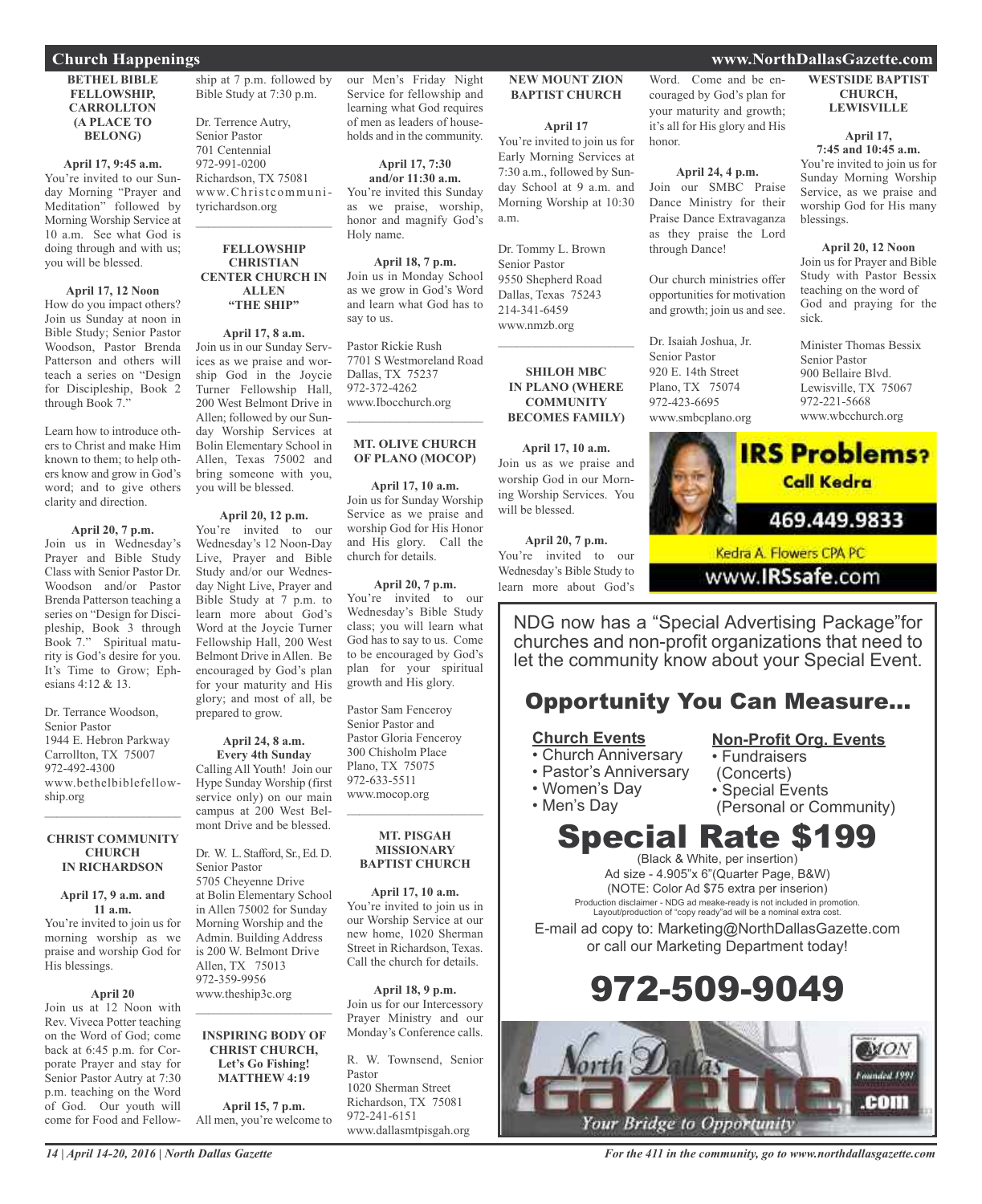## Church Happenings

### BETHEL BIBLE FELLOWSHIP, CARROLLTON (A PLACE TO BELONG)

**April 17, 9:45 a.m.**
You're invited to our Sunday Morning "Prayer and Meditation" followed by Morning Worship Service at 10 a.m. See what God is doing through and with us; you will be blessed.

**April 17, 12 Noon**
How do you impact others? Join us Sunday at noon in Bible Study; Senior Pastor Woodson, Pastor Brenda Patterson and others will teach a series on "Design for Discipleship, Book 2 through Book 7."

Learn how to introduce others to Christ and make Him known to them; to help others know and grow in God's word; and to give others clarity and direction.

**April 20, 7 p.m.**
Join us in Wednesday's Prayer and Bible Study Class with Senior Pastor Dr. Woodson and/or Pastor Brenda Patterson teaching a series on "Design for Discipleship, Book 3 through Book 7." Spiritual maturity is God's desire for you. It's Time to Grow; Ephesians 4:12 & 13.

Dr. Terrance Woodson,
Senior Pastor
1944 E. Hebron Parkway
Carrollton, TX 75007
972-492-4300
www.bethelbiblefellowship.org

### CHRIST COMMUNITY CHURCH IN RICHARDSON

**April 17, 9 a.m. and 11 a.m.**
You're invited to join us for morning worship as we praise and worship God for His blessings.

**April 20**
Join us at 12 Noon with Rev. Viveca Potter teaching on the Word of God; come back at 6:45 p.m. for Corporate Prayer and stay for Senior Pastor Autry at 7:30 p.m. teaching on the Word of God. Our youth will come for Food and Fellowship at 7 p.m. followed by Bible Study at 7:30 p.m.

Dr. Terrence Autry,
Senior Pastor
701 Centennial
972-991-0200
Richardson, TX 75081
www.Christcommunityrichardson.org

### FELLOWSHIP CHRISTIAN CENTER CHURCH IN ALLEN "THE SHIP"

**April 17, 8 a.m.**
Join us in our Sunday Services as we praise and worship God in the Joycie Turner Fellowship Hall, 200 West Belmont Drive in Allen; followed by our Sunday Worship Services at Bolin Elementary School in Allen, Texas 75002 and bring someone with you, you will be blessed.

**April 20, 12 p.m.**
You're invited to our Wednesday's 12 Noon-Day Live, Prayer and Bible Study and/or our Wednesday Night Live, Prayer and Bible Study at 7 p.m. to learn more about God's Word at the Joycie Turner Fellowship Hall, 200 West Belmont Drive in Allen. Be encouraged by God's plan for your maturity and His glory; and most of all, be prepared to grow.

**April 24, 8 a.m.**
**Every 4th Sunday**
Calling All Youth! Join our Hype Sunday Worship (first service only) on our main campus at 200 West Belmont Drive and be blessed.

Dr. W. L. Stafford, Sr., Ed. D.
Senior Pastor
5705 Cheyenne Drive
at Bolin Elementary School in Allen 75002 for Sunday Morning Worship and the Admin. Building Address is 200 W. Belmont Drive
Allen, TX 75013
972-359-9956
www.theship3c.org

### INSPIRING BODY OF CHRIST CHURCH, Let's Go Fishing! MATTHEW 4:19

**April 15, 7 p.m.**
All men, you're welcome to our Men's Friday Night Service for fellowship and learning what God requires of men as leaders of households and in the community.

**April 17, 7:30 and/or 11:30 a.m.**
You're invited this Sunday as we praise, worship, honor and magnify God's Holy name.

**April 18, 7 p.m.**
Join us in Monday School as we grow in God's Word and learn what God has to say to us.

Pastor Rickie Rush
7701 S Westmoreland Road
Dallas, TX 75237
972-372-4262
www.Ibocchurch.org

### MT. OLIVE CHURCH OF PLANO (MOCOP)

**April 17, 10 a.m.**
Join us for Sunday Worship Service as we praise and worship God for His Honor and His glory. Call the church for details.

**April 20, 7 p.m.**
You're invited to our Wednesday's Bible Study class; you will learn what God has to say to us. Come to be encouraged by God's plan for your spiritual growth and His glory.

Pastor Sam Fenceroy
Senior Pastor and
Pastor Gloria Fenceroy
300 Chisholm Place
Plano, TX 75075
972-633-5511
www.mocop.org

### MT. PISGAH MISSIONARY BAPTIST CHURCH

**April 17, 10 a.m.**
You're invited to join us in our Worship Service at our new home, 1020 Sherman Street in Richardson, Texas. Call the church for details.

**April 18, 9 p.m.**
Join us for our Intercessory Prayer Ministry and our Monday's Conference calls.

R. W. Townsend, Senior Pastor
1020 Sherman Street
Richardson, TX 75081
972-241-6151
www.dallasmtpisgah.org

### NEW MOUNT ZION BAPTIST CHURCH

**April 17**
You're invited to join us for Early Morning Services at 7:30 a.m., followed by Sunday School at 9 a.m. and Morning Worship at 10:30 a.m.

Dr. Tommy L. Brown
Senior Pastor
9550 Shepherd Road
Dallas, Texas 75243
214-341-6459
www.nmzb.org

### SHILOH MBC IN PLANO (WHERE COMMUNITY BECOMES FAMILY)

**April 17, 10 a.m.**
Join us as we praise and worship God in our Morning Worship Services. You will be blessed.

**April 20, 7 p.m.**
You're invited to our Wednesday's Bible Study to learn more about God's Word. Come and be encouraged by God's plan for your maturity and growth; it's all for His glory and His honor.

**April 24, 4 p.m.**
Join our SMBC Praise Dance Ministry for their Praise Dance Extravaganza as they praise the Lord through Dance!

Our church ministries offer opportunities for motivation and growth; join us and see.

Dr. Isaiah Joshua, Jr.
Senior Pastor
920 E. 14th Street
Plano, TX 75074
972-423-6695
www.smbcplano.org

### WESTSIDE BAPTIST CHURCH, LEWISVILLE

**April 17, 7:45 and 10:45 a.m.**
You're invited to join us for Sunday Morning Worship Service, as we praise and worship God for His many blessings.

**April 20, 12 Noon**
Join us for Prayer and Bible Study with Pastor Bessix teaching on the word of God and praying for the sick.

Minister Thomas Bessix
Senior Pastor
900 Bellaire Blvd.
Lewisville, TX 75067
972-221-5668
www.wbcchurch.org

---

**IRS Problems? Call Kedra**
469.449.9833
Kedra A. Flowers CPA PC
www.IRSsafe.com

---

NDG now has a "Special Advertising Package"for churches and non-profit organizations that need to let the community know about your Special Event.

## Opportunity You Can Measure...

**Church Events**
- Church Anniversary
- Pastor's Anniversary
- Women's Day
- Men's Day

**Non-Profit Org. Events**
- Fundraisers (Concerts)
- Special Events (Personal or Community)

## Special Rate $199

(Black & White, per insertion)
Ad size - 4.905"x 6"(Quarter Page, B&W)
(NOTE: Color Ad $75 extra per inserion)
Production disclaimer - NDG ad meake-ready is not included in promotion. Layout/production of "copy ready"ad will be a nominal extra cost.

E-mail ad copy to: Marketing@NorthDallasGazette.com or call our Marketing Department today!

## 972-509-9049

North Dallas Gazette .com — Your Bridge to Opportunity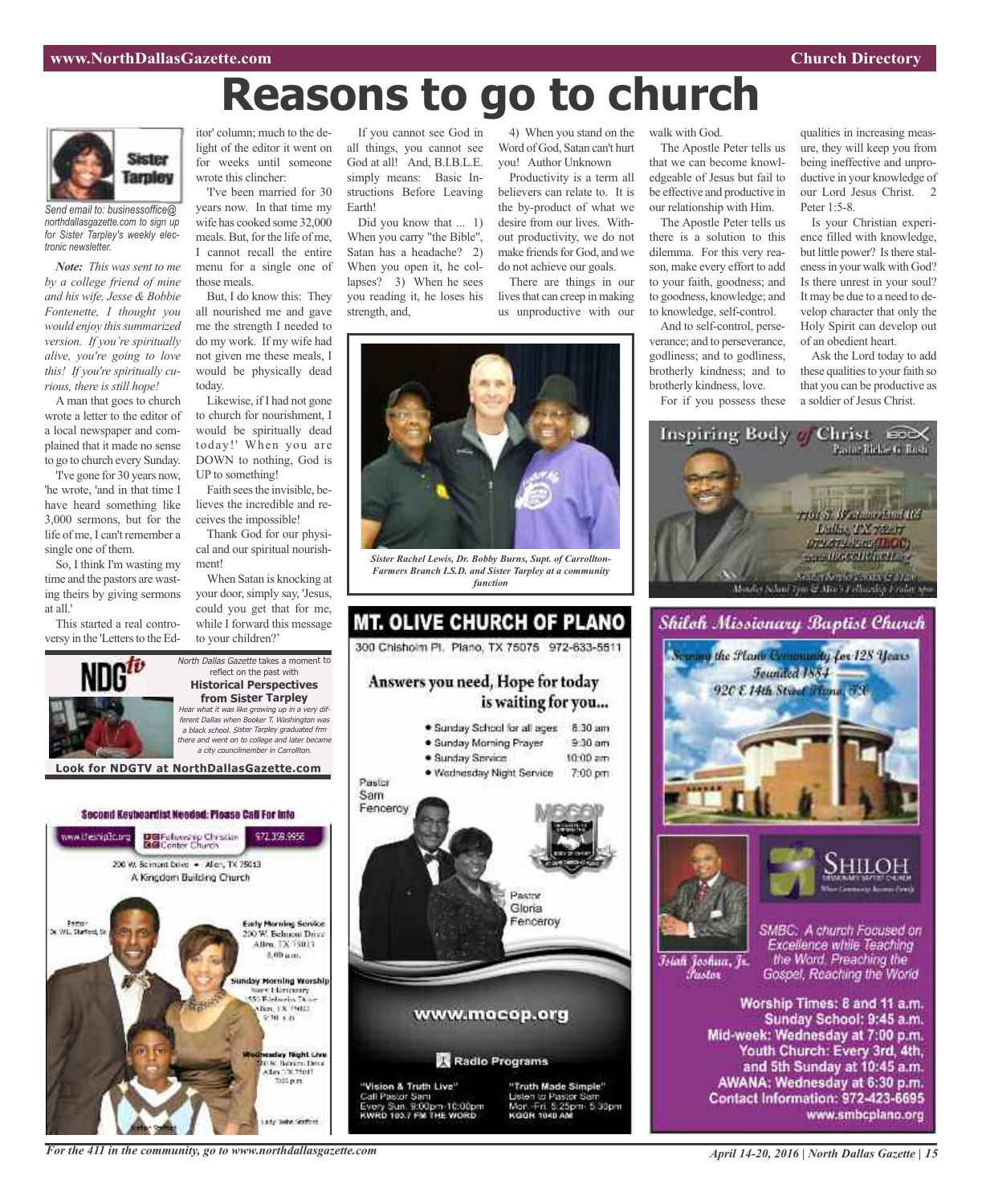# Reasons to go to church

Sister Tarpley

*Send email to: businessoffice@northdallasgazette.com to sign up for Sister Tarpley's weekly electronic newsletter.*

***Note:*** *This was sent to me by a college friend of mine and his wife, Jesse & Bobbie Fontenette, I thought you would enjoy this summarized version. If you're spiritually alive, you're going to love this! If you're spiritually curious, there is still hope!*

A man that goes to church wrote a letter to the editor of a local newspaper and complained that it made no sense to go to church every Sunday.

'I've gone for 30 years now, 'he wrote, 'and in that time I have heard something like 3,000 sermons, but for the life of me, I can't remember a single one of them.

So, I think I'm wasting my time and the pastors are wasting theirs by giving sermons at all.'

This started a real controversy in the 'Letters to the Editor' column; much to the delight of the editor it went on for weeks until someone wrote this clincher:

'I've been married for 30 years now. In that time my wife has cooked some 32,000 meals. But, for the life of me, I cannot recall the entire menu for a single one of those meals.

But, I do know this: They all nourished me and gave me the strength I needed to do my work. If my wife had not given me these meals, I would be physically dead today.

Likewise, if I had not gone to church for nourishment, I would be spiritually dead today!' When you are DOWN to nothing, God is UP to something!

Faith sees the invisible, believes the incredible and receives the impossible!

Thank God for our physical and our spiritual nourishment!

When Satan is knocking at your door, simply say, 'Jesus, could you get that for me, while I forward this message to your children?'

If you cannot see God in all things, you cannot see God at all! And, B.I.B.L.E. simply means: Basic Instructions Before Leaving Earth!

Did you know that ... 1) When you carry "the Bible", Satan has a headache? 2) When you open it, he collapses? 3) When he sees you reading it, he loses his strength, and,

4) When you stand on the Word of God, Satan can't hurt you! Author Unknown

Productivity is a term all believers can relate to. It is the by-product of what we desire from our lives. Without productivity, we do not make friends for God, and we do not achieve our goals.

There are things in our lives that can creep in making us unproductive with our walk with God.

The Apostle Peter tells us that we can become knowledgeable of Jesus but fail to be effective and productive in our relationship with Him.

The Apostle Peter tells us there is a solution to this dilemma. For this very reason, make every effort to add to your faith, goodness; and to goodness, knowledge; and to knowledge, self-control.

And to self-control, perseverance; and to perseverance, godliness; and to godliness, brotherly kindness; and to brotherly kindness, love.

For if you possess these qualities in increasing measure, they will keep you from being ineffective and unproductive in your knowledge of our Lord Jesus Christ. 2 Peter 1:5-8.

Is your Christian experience filled with knowledge, but little power? Is there staleness in your walk with God? Is there unrest in your soul? It may be due to a need to develop character that only the Holy Spirit can develop out of an obedient heart.

Ask the Lord today to add these qualities to your faith so that you can be productive as a soldier of Jesus Christ.

*Sister Rachel Lewis, Dr. Bobby Burns, Supt. of Carrollton-Farmers Branch I.S.D. and Sister Tarpley at a community function*

---

NDG tv

*North Dallas Gazette* takes a moment to reflect on the past with **Historical Perspectives from Sister Tarpley**

*Hear what it was like growing up in a very different Dallas when Booker T. Washington was a black school. Sister Tarpley graduated frm there and went on to college and later became a city councilmember in Carrollton.*

**Look for NDGTV at NorthDallasGazette.com**

---

**Second Keyboardist Needed: Please Call For Info**

www.thesnip3c.org — Fellowship Christian Center Church — 972.359.9956

200 W. Belmont Drive • Allen, TX 75013

A Kingdom Building Church

Pastor Dr. W.L. Stafford, Sr.

**Early Morning Service**
200 W. Belmont Drive
Allen, TX 75013
8:00 a.m.

**Sunday Morning Worship**
Curry Elementary
1550 Edelweiss Drive
Allen, TX 75002
9:30 a.m.

**Wednesday Night Live**
200 W. Belmont Drive
Allen, TX 75013
7:00 p.m.

Lady Stafford

---

# MT. OLIVE CHURCH OF PLANO

300 Chisholm Pl. Plano, TX 75075 972-633-5511

**Answers you need, Hope for today is waiting for you...**

- Sunday School for all ages 8:30 am
- Sunday Morning Prayer 9:30 am
- Sunday Service 10:00 am
- Wednesday Night Service 7:00 pm

Pastor Sam Fenceroy

Pastor Gloria Fenceroy

www.mocop.org

Radio Programs

"Vision & Truth Live"
Call Pastor Sam
Every Sun. 9:00pm-10:00pm
KWRD 100.7 FM THE WORD

"Truth Made Simple"
Listen to Pastor Sam
Mon.-Fri. 5:25pm- 5:30pm
KGGR 1040 AM

---

**Inspiring Body of Christ** IBOC
Pastor Rickie G. Rush

7701 S. Westmoreland Rd
Dallas, TX 75237
972-372-4262 (IBOC)
www.IBOCCHURCH.org

Sunday Service Times 8 & 11 a.m.
Monday School 7pm & Men's Fellowship Friday 7pm

---

**Shiloh Missionary Baptist Church**

Serving the Plano Community for 128 Years
Founded 1884
920 E 14th Street Plano, TX

SHILOH MISSIONARY BAPTIST CHURCH

Isiah Joshua, Jr. Pastor

SMBC: A church Focused on Excellence while Teaching the Word, Preaching the Gospel, Reaching the World

**Worship Times: 8 and 11 a.m.**
**Sunday School: 9:45 a.m.**
**Mid-week: Wednesday at 7:00 p.m.**
**Youth Church: Every 3rd, 4th, and 5th Sunday at 10:45 a.m.**
**AWANA: Wednesday at 6:30 p.m.**
**Contact Information: 972-423-6695**
**www.smbcplano.org**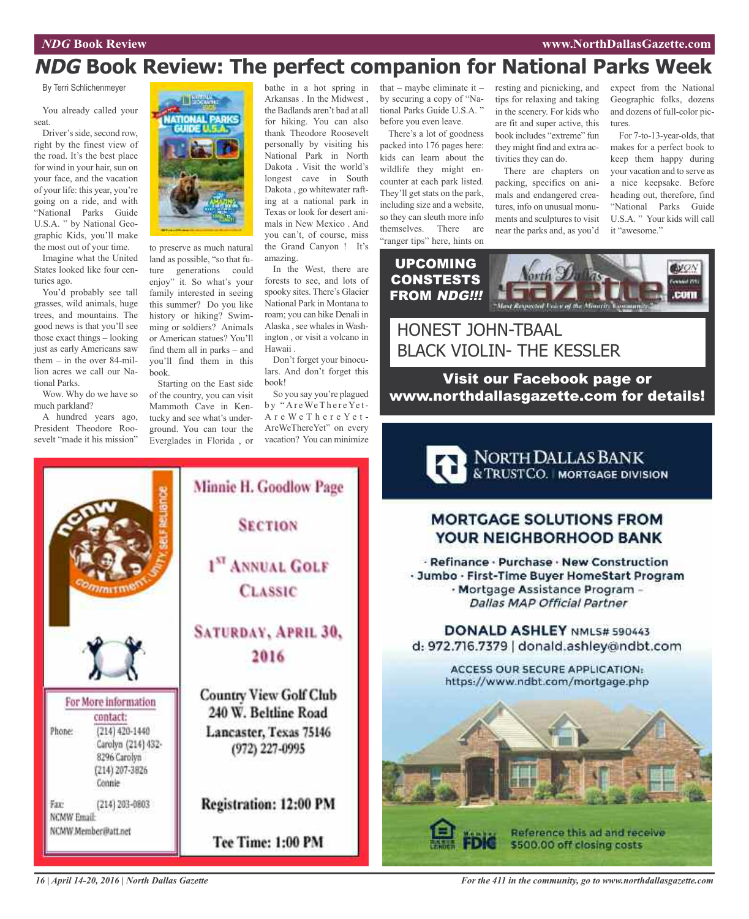# *NDG* Book Review: The perfect companion for National Parks Week

By Terri Schlichenmeyer

You already called your seat.

Driver's side, second row, right by the finest view of the road. It's the best place for wind in your hair, sun on your face, and the vacation of your life: this year, you're going on a ride, and with "National Parks Guide U.S.A. " by National Geographic Kids, you'll make the most out of your time.

Imagine what the United States looked like four centuries ago.

You'd probably see tall grasses, wild animals, huge trees, and mountains. The good news is that you'll see those exact things – looking just as early Americans saw them – in the over 84-million acres we call our National Parks.

Wow. Why do we have so much parkland?

A hundred years ago, President Theodore Roosevelt "made it his mission" to preserve as much natural land as possible, "so that future generations could enjoy" it. So what's your family interested in seeing this summer? Do you like history or hiking? Swimming or soldiers? Animals or American statues? You'll find them all in parks – and you'll find them in this book.

Starting on the East side of the country, you can visit Mammoth Cave in Kentucky and see what's underground. You can tour the Everglades in Florida , or bathe in a hot spring in Arkansas . In the Midwest , the Badlands aren't bad at all for hiking. You can also thank Theodore Roosevelt personally by visiting his National Park in North Dakota . Visit the world's longest cave in South Dakota , go whitewater rafting at a national park in Texas or look for desert animals in New Mexico . And you can't, of course, miss the Grand Canyon ! It's amazing.

In the West, there are forests to see, and lots of spooky sites. There's Glacier National Park in Montana to roam; you can hike Denali in Alaska , see whales in Washington , or visit a volcano in Hawaii .

Don't forget your binoculars. And don't forget this book!

So you say you're plagued by "AreWeThereYet-AreWeThereYet-AreWeThereYet" on every vacation? You can minimize that – maybe eliminate it – by securing a copy of "National Parks Guide U.S.A. " before you even leave.

There's a lot of goodness packed into 176 pages here: kids can learn about the wildlife they might encounter at each park listed. They'll get stats on the park, including size and a website, so they can sleuth more info themselves. There are "ranger tips" here, hints on resting and picnicking, and tips for relaxing and taking in the scenery. For kids who are fit and super active, this book includes "extreme" fun they might find and extra activities they can do.

There are chapters on packing, specifics on animals and endangered creatures, info on unusual monuments and sculptures to visit near the parks and, as you'd expect from the National Geographic folks, dozens and dozens of full-color pictures.

For 7-to-13-year-olds, that makes for a perfect book to keep them happy during your vacation and to serve as a nice keepsake. Before heading out, therefore, find "National Parks Guide U.S.A. " Your kids will call it "awesome."

---

**UPCOMING CONSTESTS FROM *NDG*!!!**

North Dallas Gazette .com — "Most Respected Voice of the Minority Community"

HONEST JOHN-TBAAL
BLACK VIOLIN- THE KESSLER

**Visit our Facebook page or www.northdallasgazette.com for details!**

---

NCNW — Commitment, Unity, Self Reliance

**Minnie H. Goodlow Page Section**

**1ST Annual Golf Classic**

**Saturday, April 30, 2016**

Country View Golf Club
240 W. Beltline Road
Lancaster, Texas 75146
(972) 227-0995

**Registration: 12:00 PM**

**Tee Time: 1:00 PM**

For More information contact:
Phone: (214) 420-1440 Carolyn (214) 432-8296 Carolyn (214) 207-3826 Connie
Fax: (214) 203-0803
NCMW Email: NCMW.Member@att.net

---

NORTH DALLAS BANK & TRUST CO. | MORTGAGE DIVISION

**MORTGAGE SOLUTIONS FROM YOUR NEIGHBORHOOD BANK**

· Refinance · Purchase · New Construction
· Jumbo · First-Time Buyer HomeStart Program
· Mortgage Assistance Program – *Dallas MAP Official Partner*

**DONALD ASHLEY** NMLS# 590443
d: 972.716.7379 | donald.ashley@ndbt.com

ACCESS OUR SECURE APPLICATION:
https://www.ndbt.com/mortgage.php

Equal Housing Lender · Member FDIC

Reference this ad and receive $500.00 off closing costs